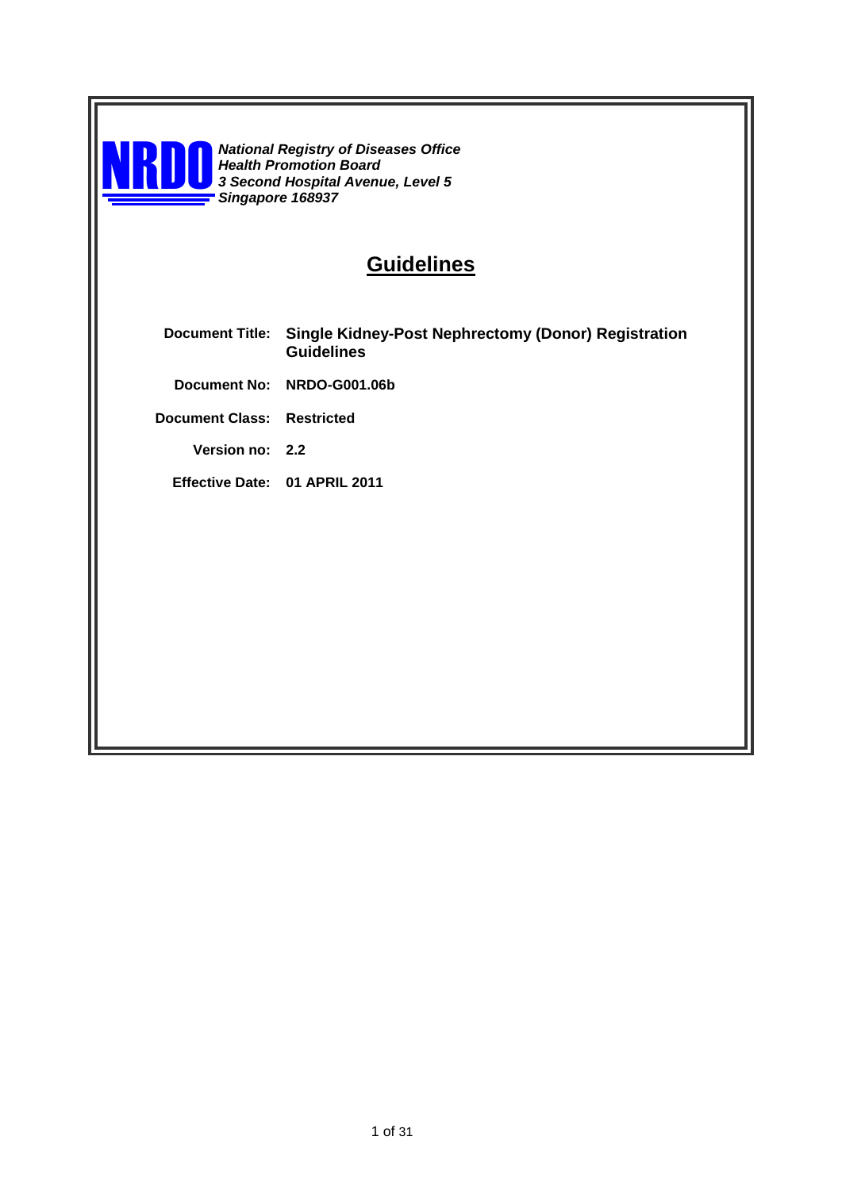**NRDO**

***National Registry of Diseases Office***
***Health Promotion Board***
***3 Second Hospital Avenue, Level 5***
***Singapore 168937***

# Guidelines

| | |
|---|---|
| **Document Title:** | **Single Kidney-Post Nephrectomy (Donor) Registration Guidelines** |
| **Document No:** | **NRDO-G001.06b** |
| **Document Class:** | **Restricted** |
| **Version no:** | **2.2** |
| **Effective Date:** | **01 APRIL 2011** |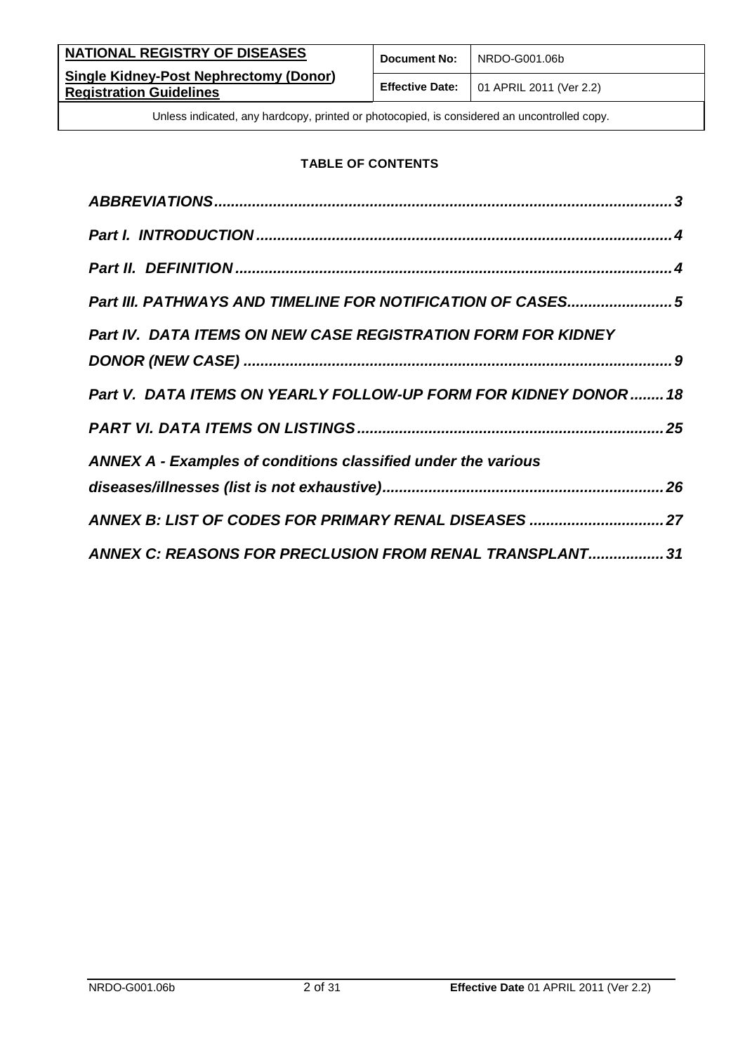**TABLE OF CONTENTS**

*ABBREVIATIONS* ............................................................................................ *3*

*Part I. INTRODUCTION* ................................................................................. *4*

*Part II. DEFINITION* ...................................................................................... *4*

*Part III. PATHWAYS AND TIMELINE FOR NOTIFICATION OF CASES* ......................... *5*

*Part IV. DATA ITEMS ON NEW CASE REGISTRATION FORM FOR KIDNEY DONOR (NEW CASE)* .................................................................................................... *9*

*Part V. DATA ITEMS ON YEARLY FOLLOW-UP FORM FOR KIDNEY DONOR* ........ *18*

*PART VI. DATA ITEMS ON LISTINGS* ........................................................................ *25*

*ANNEX A - Examples of conditions classified under the various diseases/illnesses (list is not exhaustive)* .................................................................. *26*

*ANNEX B: LIST OF CODES FOR PRIMARY RENAL DISEASES* ................................ *27*

*ANNEX C: REASONS FOR PRECLUSION FROM RENAL TRANSPLANT* .................. *31*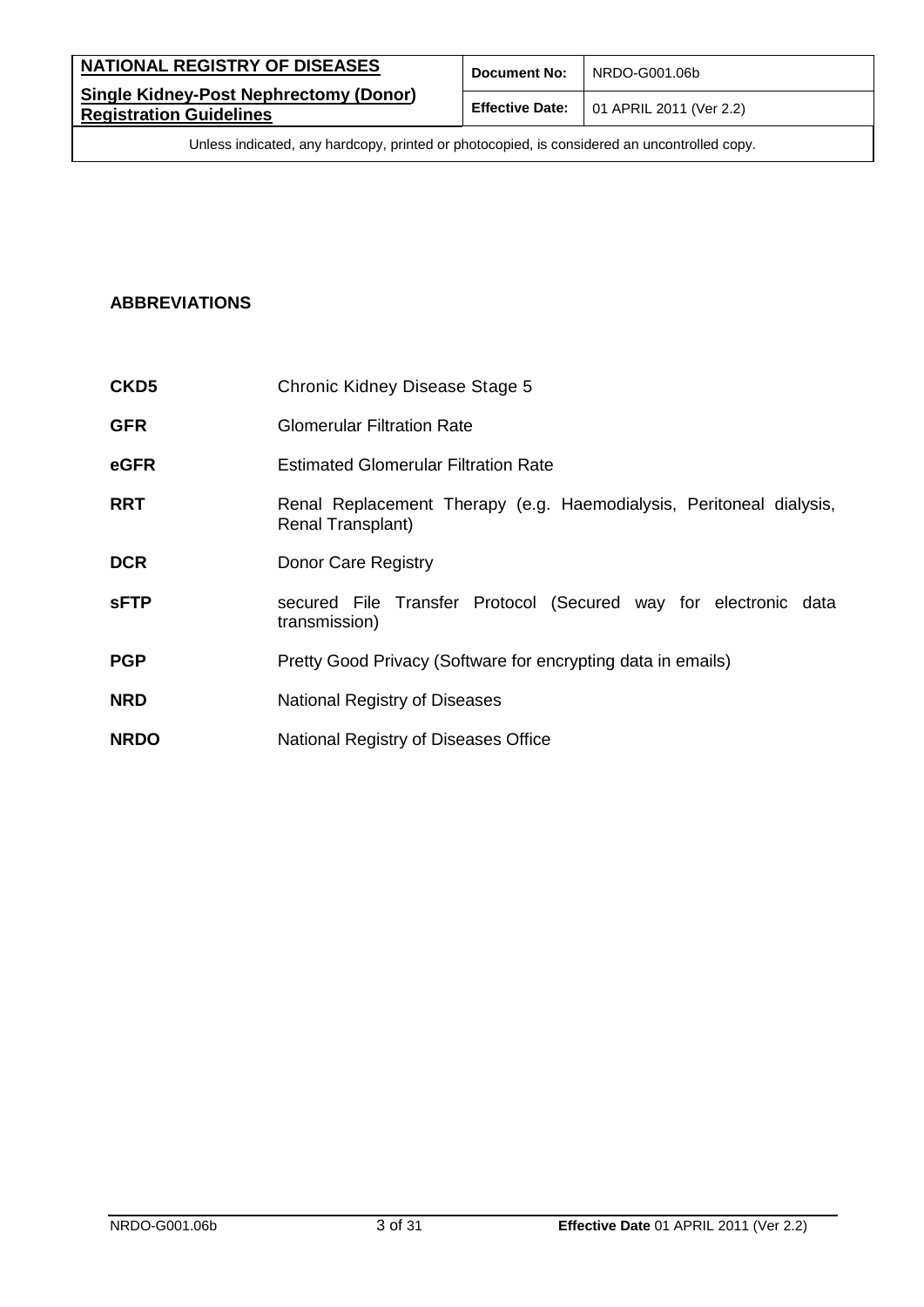## ABBREVIATIONS

| | |
|---|---|
| **CKD5** | Chronic Kidney Disease Stage 5 |
| **GFR** | Glomerular Filtration Rate |
| **eGFR** | Estimated Glomerular Filtration Rate |
| **RRT** | Renal Replacement Therapy (e.g. Haemodialysis, Peritoneal dialysis, Renal Transplant) |
| **DCR** | Donor Care Registry |
| **sFTP** | secured File Transfer Protocol (Secured way for electronic data transmission) |
| **PGP** | Pretty Good Privacy (Software for encrypting data in emails) |
| **NRD** | National Registry of Diseases |
| **NRDO** | National Registry of Diseases Office |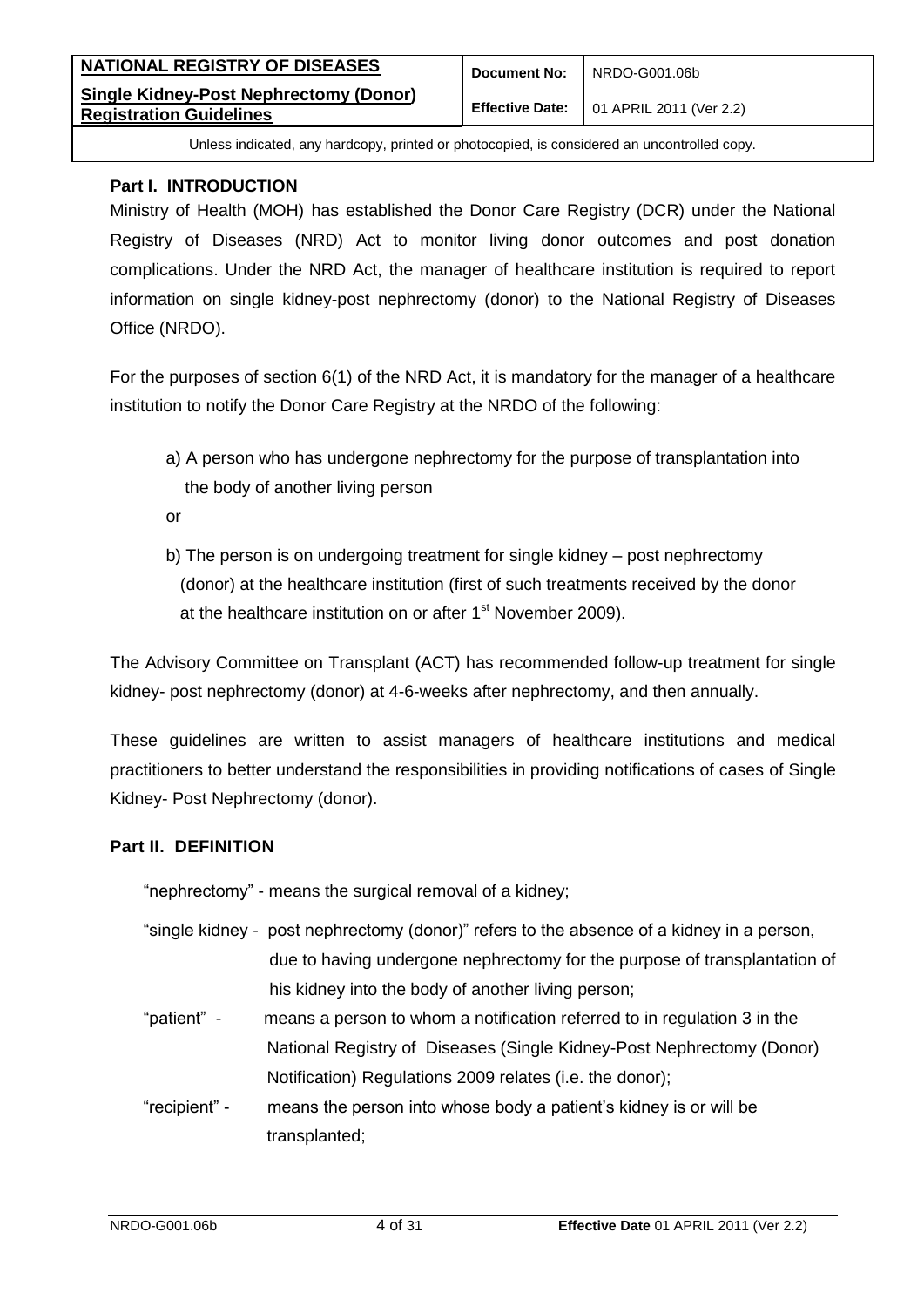**Part I. INTRODUCTION**

Ministry of Health (MOH) has established the Donor Care Registry (DCR) under the National Registry of Diseases (NRD) Act to monitor living donor outcomes and post donation complications. Under the NRD Act, the manager of healthcare institution is required to report information on single kidney-post nephrectomy (donor) to the National Registry of Diseases Office (NRDO).

For the purposes of section 6(1) of the NRD Act, it is mandatory for the manager of a healthcare institution to notify the Donor Care Registry at the NRDO of the following:

a) A person who has undergone nephrectomy for the purpose of transplantation into the body of another living person

or

b) The person is on undergoing treatment for single kidney – post nephrectomy (donor) at the healthcare institution (first of such treatments received by the donor at the healthcare institution on or after 1st November 2009).

The Advisory Committee on Transplant (ACT) has recommended follow-up treatment for single kidney- post nephrectomy (donor) at 4-6-weeks after nephrectomy, and then annually.

These guidelines are written to assist managers of healthcare institutions and medical practitioners to better understand the responsibilities in providing notifications of cases of Single Kidney- Post Nephrectomy (donor).

**Part II. DEFINITION**

"nephrectomy" - means the surgical removal of a kidney;

"single kidney - post nephrectomy (donor)" refers to the absence of a kidney in a person, due to having undergone nephrectomy for the purpose of transplantation of his kidney into the body of another living person;

"patient" - means a person to whom a notification referred to in regulation 3 in the National Registry of Diseases (Single Kidney-Post Nephrectomy (Donor) Notification) Regulations 2009 relates (i.e. the donor);

"recipient" - means the person into whose body a patient's kidney is or will be transplanted;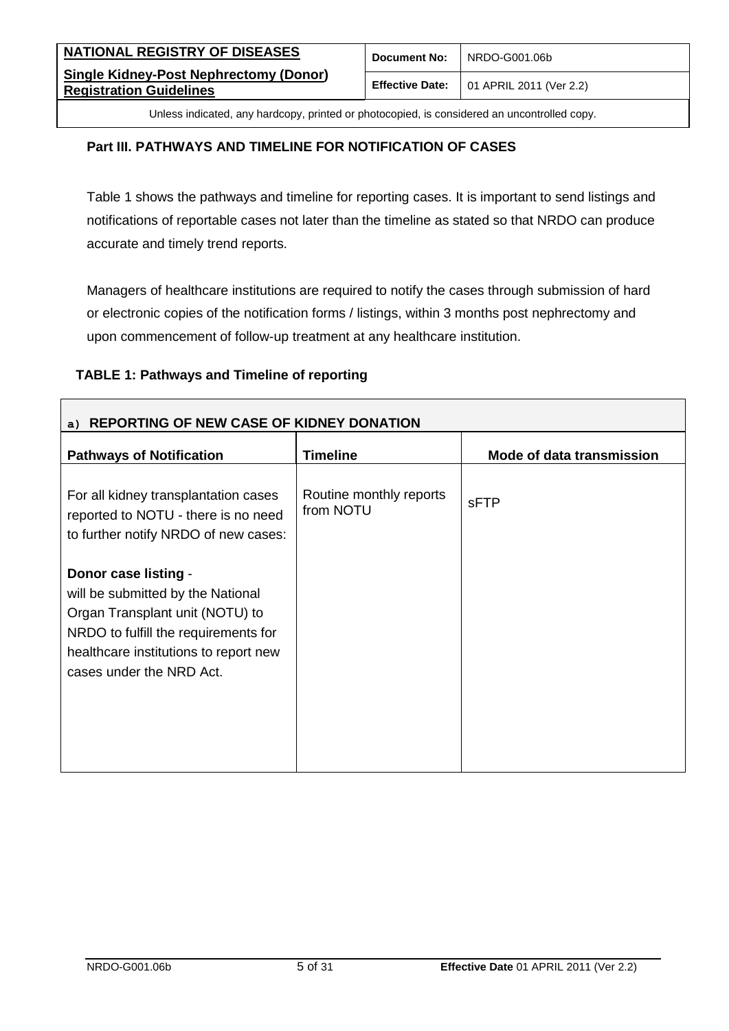## Part III. PATHWAYS AND TIMELINE FOR NOTIFICATION OF CASES

Table 1 shows the pathways and timeline for reporting cases. It is important to send listings and notifications of reportable cases not later than the timeline as stated so that NRDO can produce accurate and timely trend reports.

Managers of healthcare institutions are required to notify the cases through submission of hard or electronic copies of the notification forms / listings, within 3 months post nephrectomy and upon commencement of follow-up treatment at any healthcare institution.

**TABLE 1: Pathways and Timeline of reporting**

| **a) REPORTING OF NEW CASE OF KIDNEY DONATION** | | |
|---|---|---|
| **Pathways of Notification** | **Timeline** | **Mode of data transmission** |
| For all kidney transplantation cases reported to NOTU - there is no need to further notify NRDO of new cases:<br><br>**Donor case listing** - will be submitted by the National Organ Transplant unit (NOTU) to NRDO to fulfill the requirements for healthcare institutions to report new cases under the NRD Act. | Routine monthly reports from NOTU | sFTP |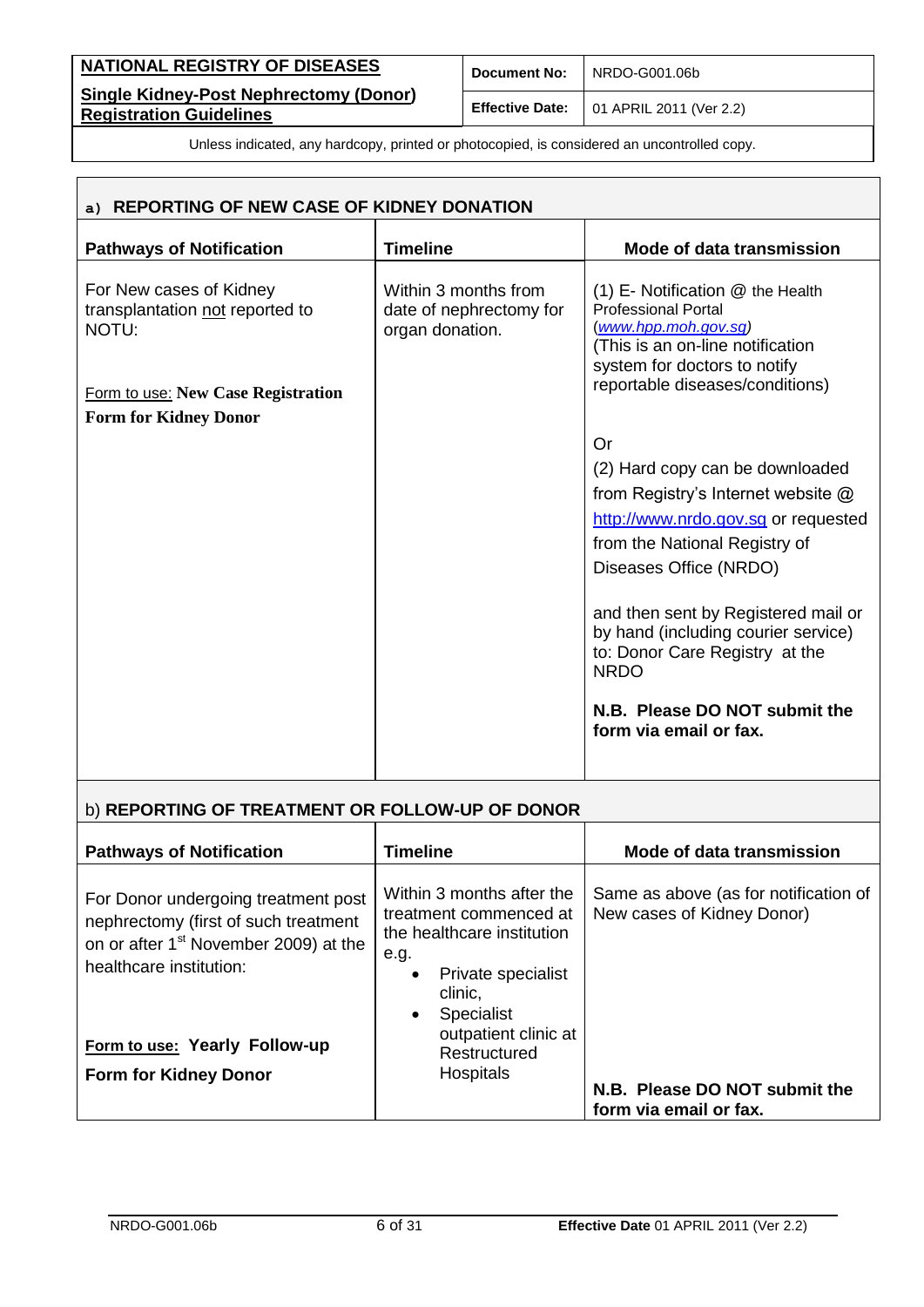## a) REPORTING OF NEW CASE OF KIDNEY DONATION

| Pathways of Notification | Timeline | Mode of data transmission |
|---|---|---|
| For New cases of Kidney transplantation not reported to NOTU:<br><br>Form to use: **New Case Registration Form for Kidney Donor** | Within 3 months from date of nephrectomy for organ donation. | (1) E- Notification @ the Health Professional Portal (*www.hpp.moh.gov.sg*) (This is an on-line notification system for doctors to notify reportable diseases/conditions)<br><br>Or<br><br>(2) Hard copy can be downloaded from Registry's Internet website @ http://www.nrdo.gov.sg or requested from the National Registry of Diseases Office (NRDO)<br><br>and then sent by Registered mail or by hand (including courier service) to: Donor Care Registry at the NRDO<br><br>**N.B. Please DO NOT submit the form via email or fax.** |

## b) REPORTING OF TREATMENT OR FOLLOW-UP OF DONOR

| Pathways of Notification | Timeline | Mode of data transmission |
|---|---|---|
| For Donor undergoing treatment post nephrectomy (first of such treatment on or after 1st November 2009) at the healthcare institution:<br><br>Form to use: **Yearly Follow-up Form for Kidney Donor** | Within 3 months after the treatment commenced at the healthcare institution e.g.<br>• Private specialist clinic,<br>• Specialist outpatient clinic at Restructured Hospitals | Same as above (as for notification of New cases of Kidney Donor)<br><br>**N.B. Please DO NOT submit the form via email or fax.** |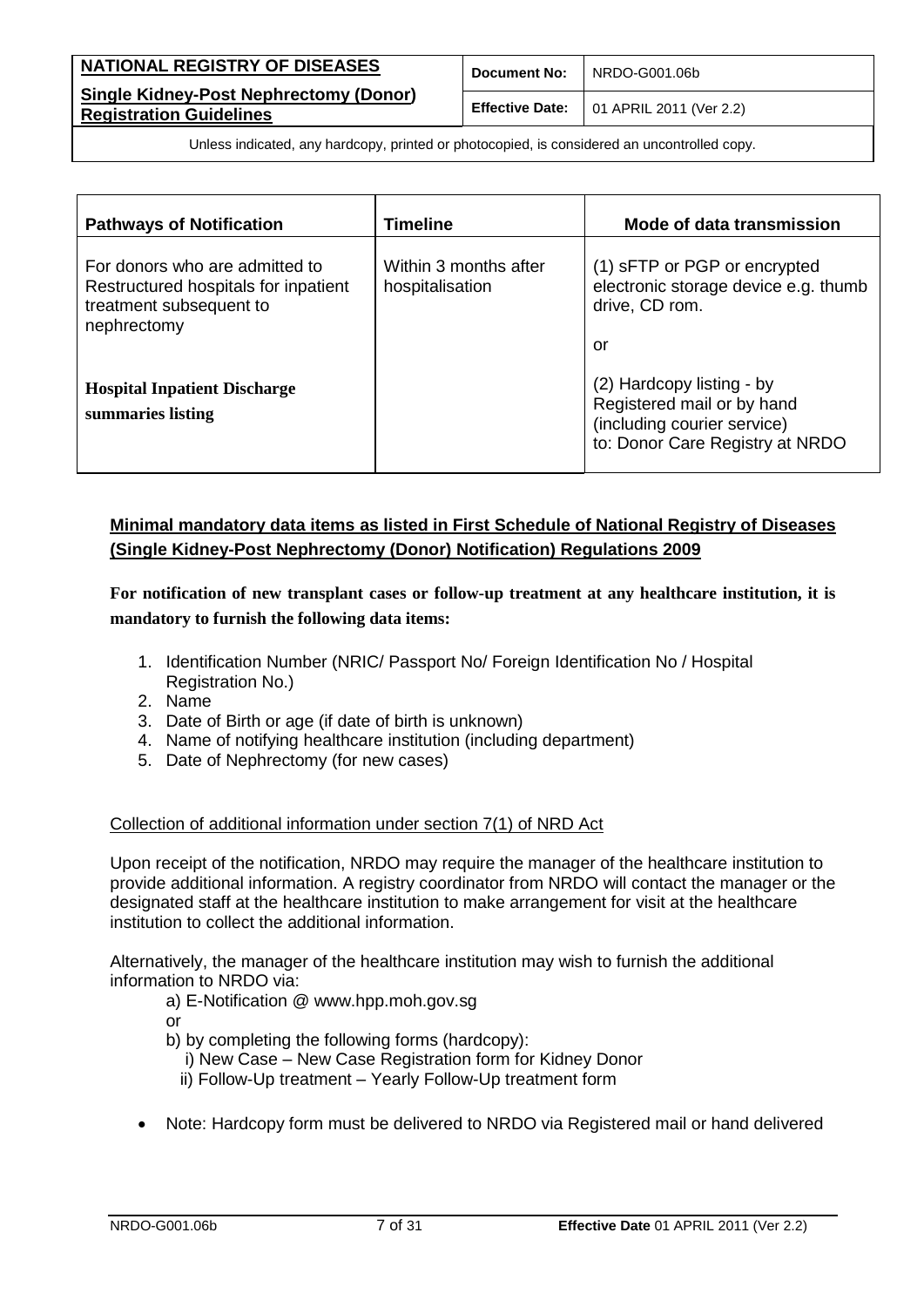| Pathways of Notification | Timeline | Mode of data transmission |
|---|---|---|
| For donors who are admitted to Restructured hospitals for inpatient treatment subsequent to nephrectomy<br><br>**Hospital Inpatient Discharge summaries listing** | Within 3 months after hospitalisation | (1) sFTP or PGP or encrypted electronic storage device e.g. thumb drive, CD rom.<br><br>or<br><br>(2) Hardcopy listing - by Registered mail or by hand (including courier service) to: Donor Care Registry at NRDO |

## Minimal mandatory data items as listed in First Schedule of National Registry of Diseases (Single Kidney-Post Nephrectomy (Donor) Notification) Regulations 2009

**For notification of new transplant cases or follow-up treatment at any healthcare institution, it is mandatory to furnish the following data items:**

1. Identification Number (NRIC/ Passport No/ Foreign Identification No / Hospital Registration No.)
2. Name
3. Date of Birth or age (if date of birth is unknown)
4. Name of notifying healthcare institution (including department)
5. Date of Nephrectomy (for new cases)

Collection of additional information under section 7(1) of NRD Act

Upon receipt of the notification, NRDO may require the manager of the healthcare institution to provide additional information. A registry coordinator from NRDO will contact the manager or the designated staff at the healthcare institution to make arrangement for visit at the healthcare institution to collect the additional information.

Alternatively, the manager of the healthcare institution may wish to furnish the additional information to NRDO via:

a) E-Notification @ www.hpp.moh.gov.sg

or

b) by completing the following forms (hardcopy):

i) New Case – New Case Registration form for Kidney Donor

ii) Follow-Up treatment – Yearly Follow-Up treatment form

- Note: Hardcopy form must be delivered to NRDO via Registered mail or hand delivered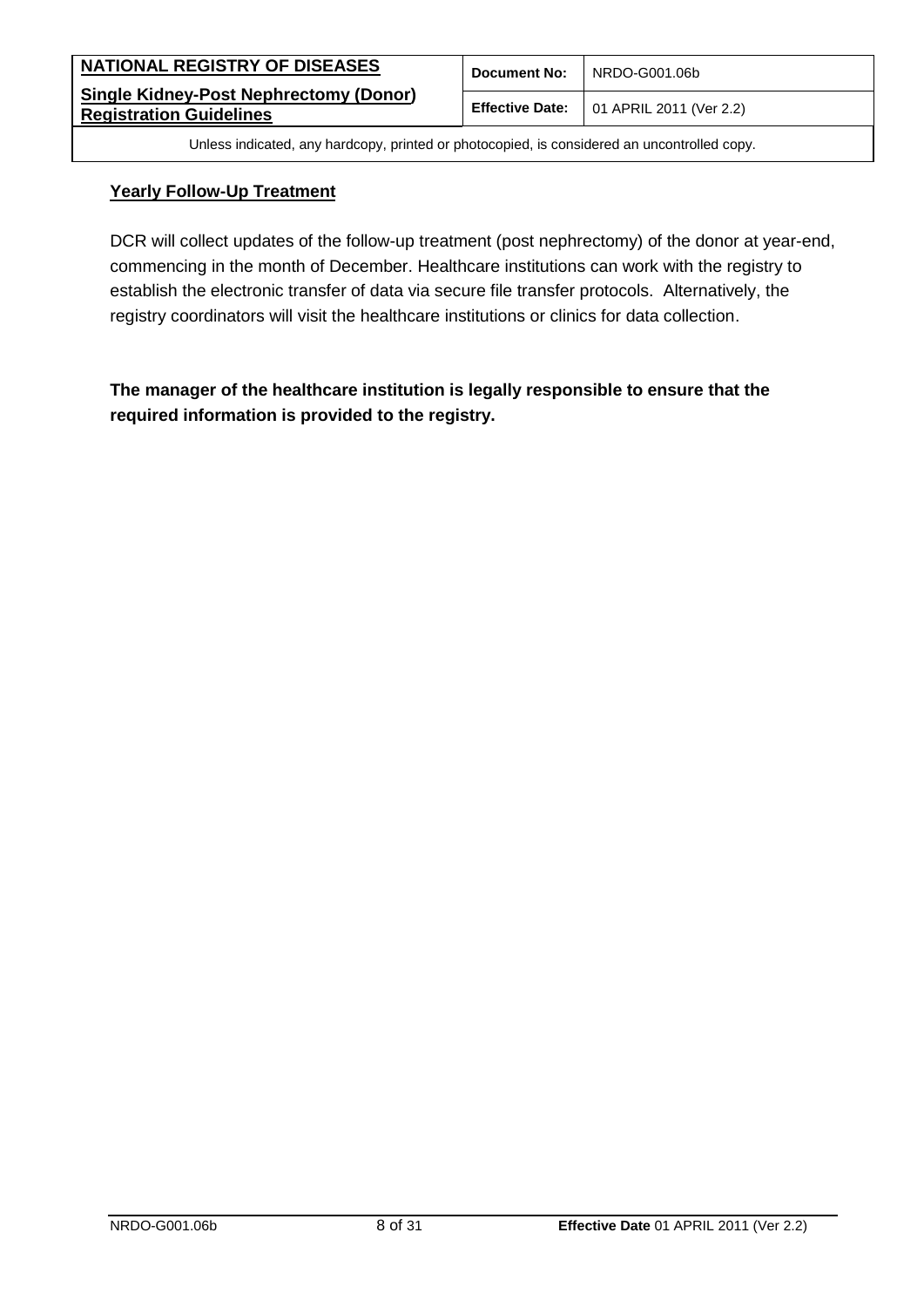## Yearly Follow-Up Treatment

DCR will collect updates of the follow-up treatment (post nephrectomy) of the donor at year-end, commencing in the month of December. Healthcare institutions can work with the registry to establish the electronic transfer of data via secure file transfer protocols. Alternatively, the registry coordinators will visit the healthcare institutions or clinics for data collection.

**The manager of the healthcare institution is legally responsible to ensure that the required information is provided to the registry.**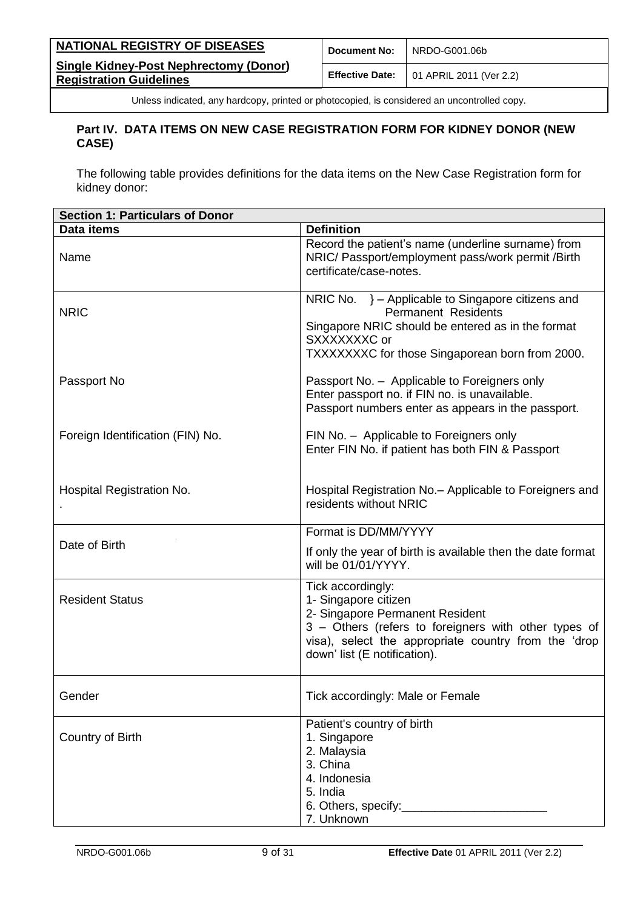## Part IV. DATA ITEMS ON NEW CASE REGISTRATION FORM FOR KIDNEY DONOR (NEW CASE)

The following table provides definitions for the data items on the New Case Registration form for kidney donor:

| **Section 1: Particulars of Donor** | |
|---|---|
| **Data items** | **Definition** |
| Name | Record the patient's name (underline surname) from NRIC/ Passport/employment pass/work permit /Birth certificate/case-notes. |
| NRIC | NRIC No. } – Applicable to Singapore citizens and Permanent Residents<br>Singapore NRIC should be entered as in the format SXXXXXXXC or<br>TXXXXXXXC for those Singaporean born from 2000. |
| Passport No | Passport No. – Applicable to Foreigners only<br>Enter passport no. if FIN no. is unavailable.<br>Passport numbers enter as appears in the passport. |
| Foreign Identification (FIN) No. | FIN No. – Applicable to Foreigners only<br>Enter FIN No. if patient has both FIN & Passport |
| Hospital Registration No.<br>. | Hospital Registration No.– Applicable to Foreigners and residents without NRIC |
| Date of Birth | Format is DD/MM/YYYY<br>If only the year of birth is available then the date format will be 01/01/YYYY. |
| Resident Status | Tick accordingly:<br>1- Singapore citizen<br>2- Singapore Permanent Resident<br>3 – Others (refers to foreigners with other types of visa), select the appropriate country from the 'drop down' list (E notification). |
| Gender | Tick accordingly: Male or Female |
| Country of Birth | Patient's country of birth<br>1. Singapore<br>2. Malaysia<br>3. China<br>4. Indonesia<br>5. India<br>6. Others, specify:______________________<br>7. Unknown |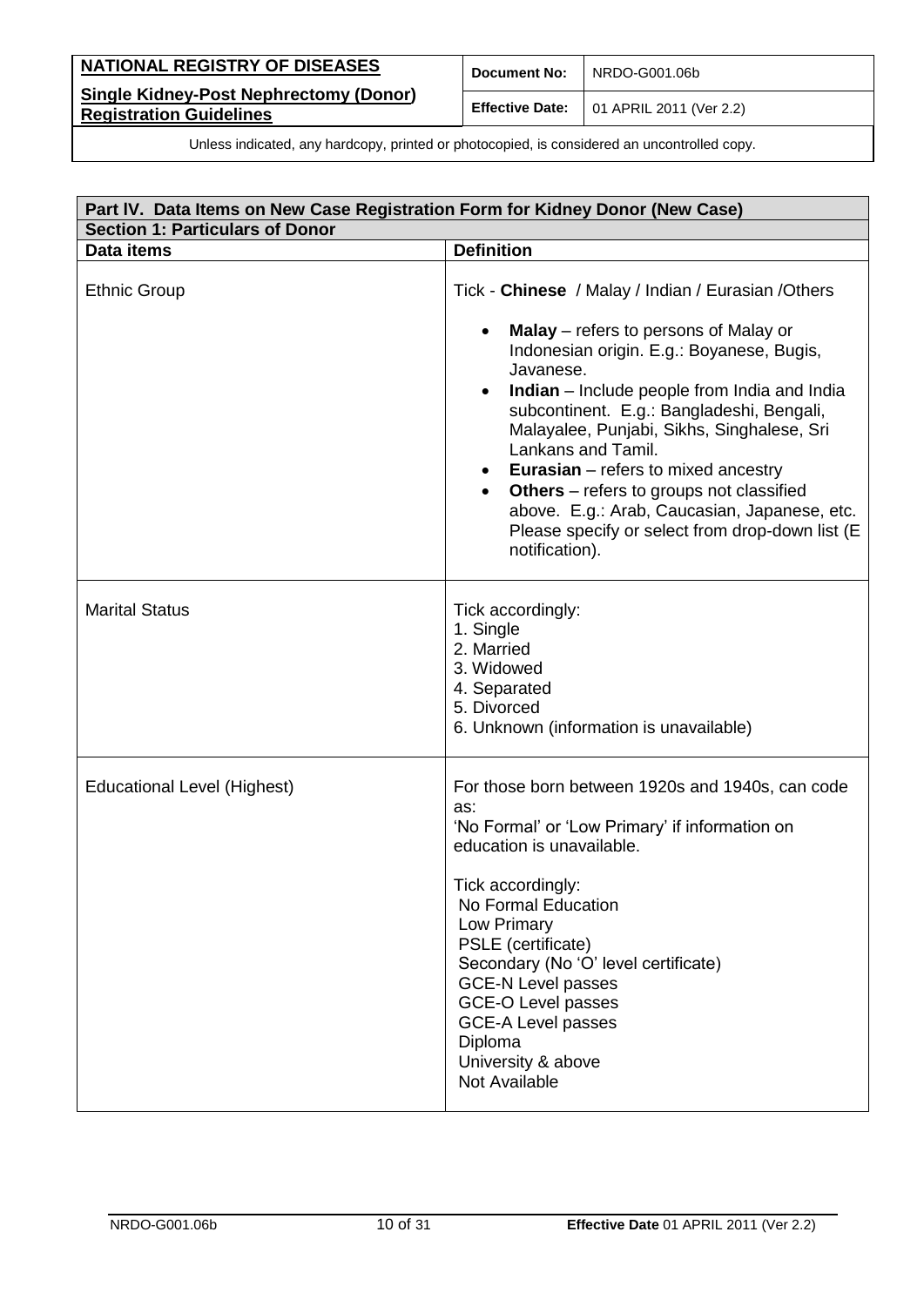| Part IV. Data Items on New Case Registration Form for Kidney Donor (New Case) | |
|---|---|
| **Section 1: Particulars of Donor** | |
| **Data items** | **Definition** |
| Ethnic Group | Tick - **Chinese** / Malay / Indian / Eurasian /Others<br>• **Malay** – refers to persons of Malay or Indonesian origin. E.g.: Boyanese, Bugis, Javanese.<br>• **Indian** – Include people from India and India subcontinent. E.g.: Bangladeshi, Bengali, Malayalee, Punjabi, Sikhs, Singhalese, Sri Lankans and Tamil.<br>• **Eurasian** – refers to mixed ancestry<br>• **Others** – refers to groups not classified above. E.g.: Arab, Caucasian, Japanese, etc. Please specify or select from drop-down list (E notification). |
| Marital Status | Tick accordingly:<br>1. Single<br>2. Married<br>3. Widowed<br>4. Separated<br>5. Divorced<br>6. Unknown (information is unavailable) |
| Educational Level (Highest) | For those born between 1920s and 1940s, can code as:<br>'No Formal' or 'Low Primary' if information on education is unavailable.<br><br>Tick accordingly:<br>No Formal Education<br>Low Primary<br>PSLE (certificate)<br>Secondary (No 'O' level certificate)<br>GCE-N Level passes<br>GCE-O Level passes<br>GCE-A Level passes<br>Diploma<br>University & above<br>Not Available |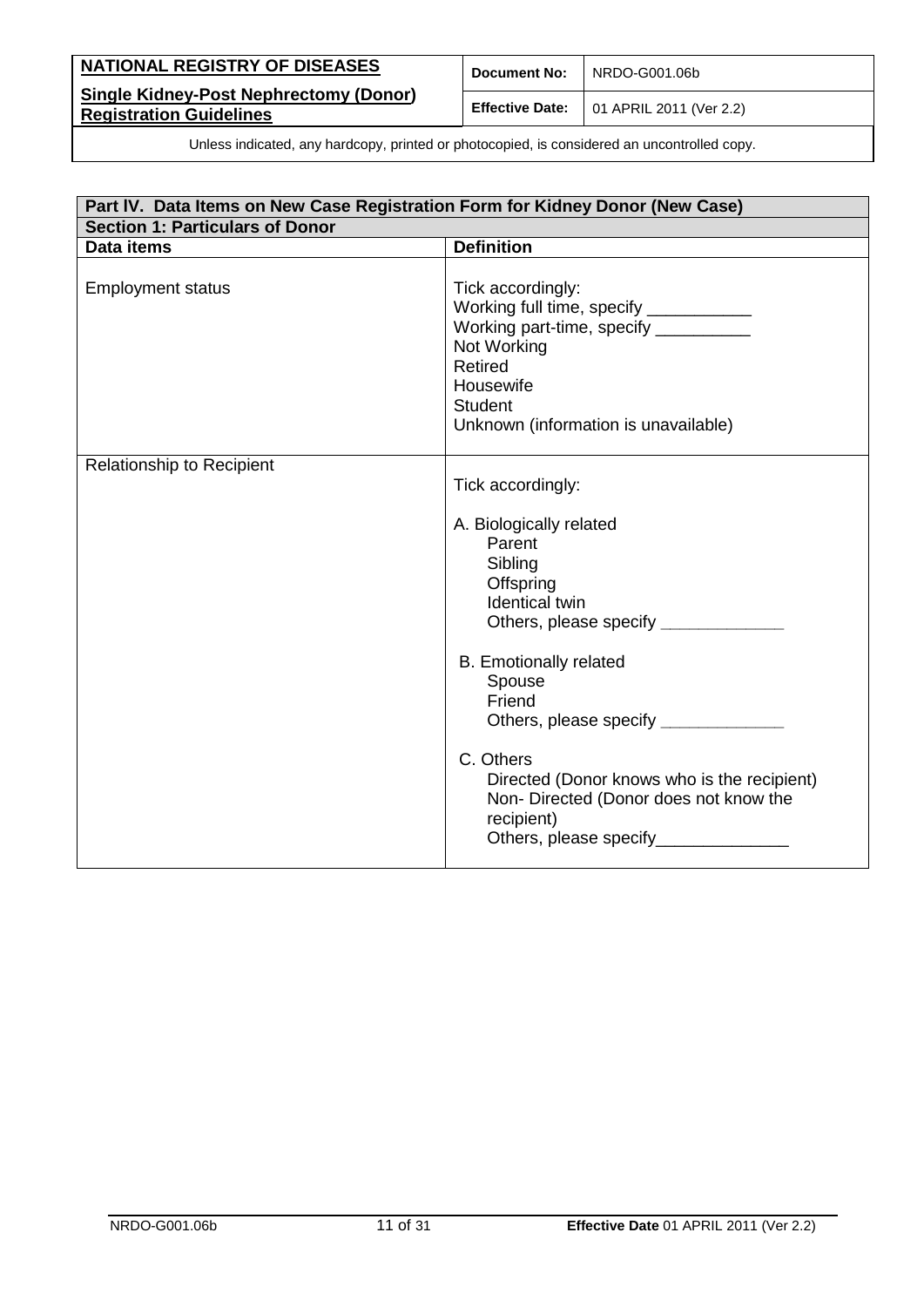| Part IV. Data Items on New Case Registration Form for Kidney Donor (New Case) | |
|---|---|
| **Section 1: Particulars of Donor** | |
| **Data items** | **Definition** |
| Employment status | Tick accordingly:<br>Working full time, specify ___________<br>Working part-time, specify __________<br>Not Working<br>Retired<br>Housewife<br>Student<br>Unknown (information is unavailable) |
| Relationship to Recipient | Tick accordingly:<br><br>A. Biologically related<br>Parent<br>Sibling<br>Offspring<br>Identical twin<br>Others, please specify _____________<br><br>B. Emotionally related<br>Spouse<br>Friend<br>Others, please specify _____________<br><br>C. Others<br>Directed (Donor knows who is the recipient)<br>Non- Directed (Donor does not know the recipient)<br>Others, please specify______________ |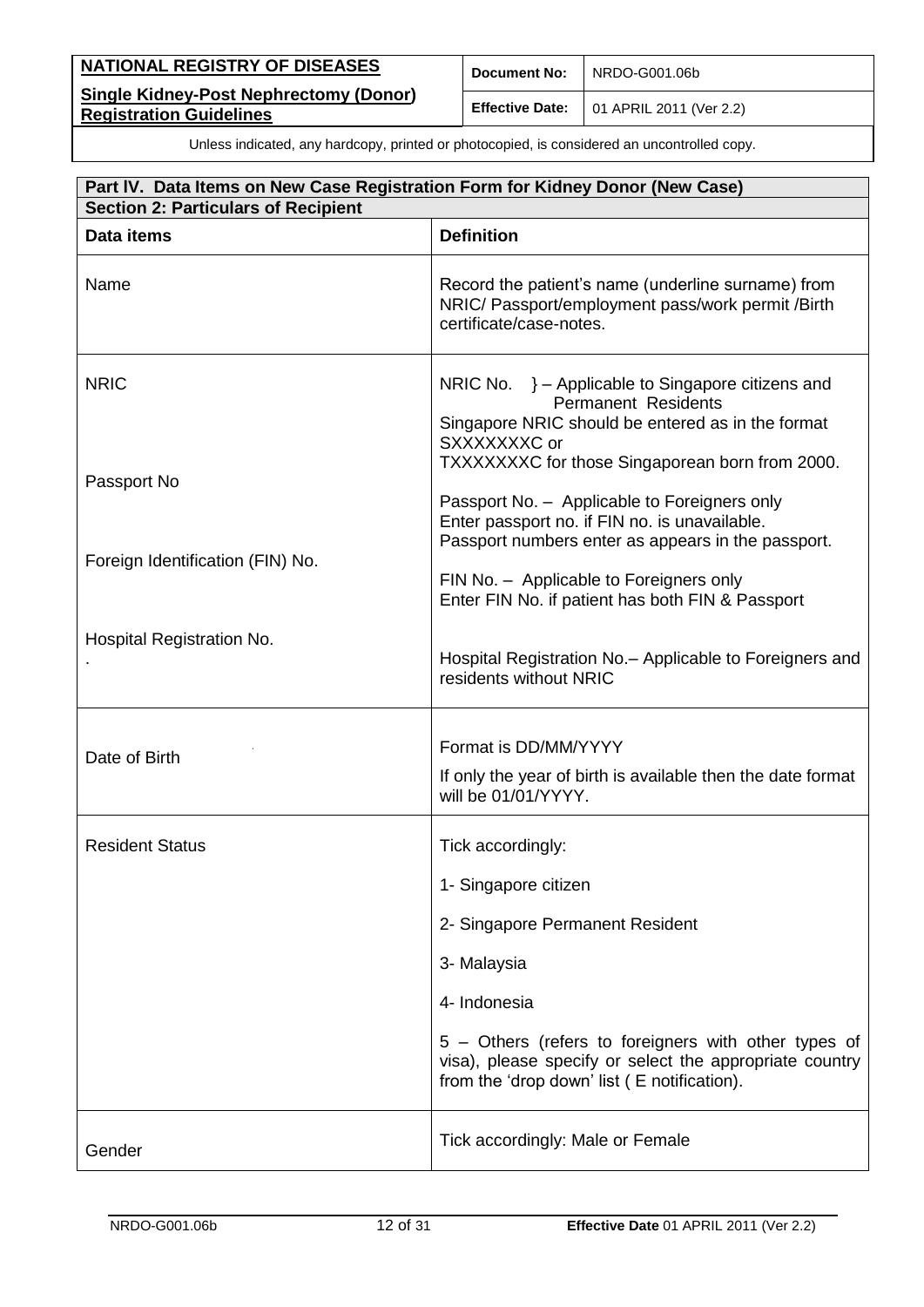Unless indicated, any hardcopy, printed or photocopied, is considered an uncontrolled copy.

## Part IV. Data Items on New Case Registration Form for Kidney Donor (New Case)

### Section 2: Particulars of Recipient

| Data items | Definition |
|---|---|
| Name | Record the patient's name (underline surname) from NRIC/ Passport/employment pass/work permit /Birth certificate/case-notes. |
| NRIC<br><br>Passport No<br><br>Foreign Identification (FIN) No.<br><br>Hospital Registration No. | NRIC No. } – Applicable to Singapore citizens and Permanent Residents<br>Singapore NRIC should be entered as in the format SXXXXXXXC or<br>TXXXXXXXC for those Singaporean born from 2000.<br><br>Passport No. – Applicable to Foreigners only<br>Enter passport no. if FIN no. is unavailable.<br>Passport numbers enter as appears in the passport.<br><br>FIN No. – Applicable to Foreigners only<br>Enter FIN No. if patient has both FIN & Passport<br><br>Hospital Registration No.– Applicable to Foreigners and residents without NRIC |
| Date of Birth | Format is DD/MM/YYYY<br>If only the year of birth is available then the date format will be 01/01/YYYY. |
| Resident Status | Tick accordingly:<br>1- Singapore citizen<br>2- Singapore Permanent Resident<br>3- Malaysia<br>4- Indonesia<br>5 – Others (refers to foreigners with other types of visa), please specify or select the appropriate country from the 'drop down' list ( E notification). |
| Gender | Tick accordingly: Male or Female |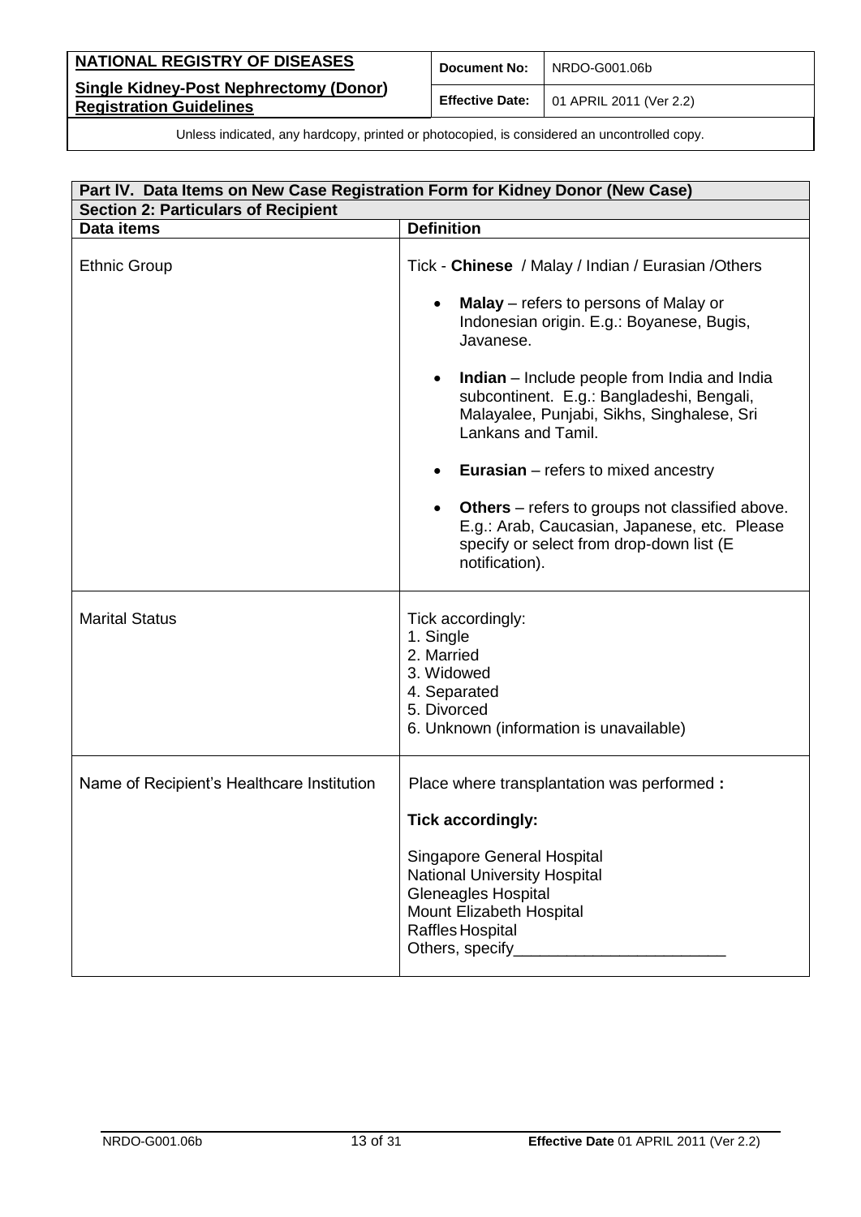| Part IV. Data Items on New Case Registration Form for Kidney Donor (New Case) | |
|---|---|
| **Section 2: Particulars of Recipient** | |
| **Data items** | **Definition** |
| Ethnic Group | Tick - **Chinese** / Malay / Indian / Eurasian /Others<br><br>• **Malay** – refers to persons of Malay or Indonesian origin. E.g.: Boyanese, Bugis, Javanese.<br><br>• **Indian** – Include people from India and India subcontinent. E.g.: Bangladeshi, Bengali, Malayalee, Punjabi, Sikhs, Singhalese, Sri Lankans and Tamil.<br><br>• **Eurasian** – refers to mixed ancestry<br><br>• **Others** – refers to groups not classified above. E.g.: Arab, Caucasian, Japanese, etc. Please specify or select from drop-down list (E notification). |
| Marital Status | Tick accordingly:<br>1. Single<br>2. Married<br>3. Widowed<br>4. Separated<br>5. Divorced<br>6. Unknown (information is unavailable) |
| Name of Recipient's Healthcare Institution | Place where transplantation was performed **:**<br><br>**Tick accordingly:**<br><br>Singapore General Hospital<br>National University Hospital<br>Gleneagles Hospital<br>Mount Elizabeth Hospital<br>Raffles Hospital<br>Others, specify________________________ |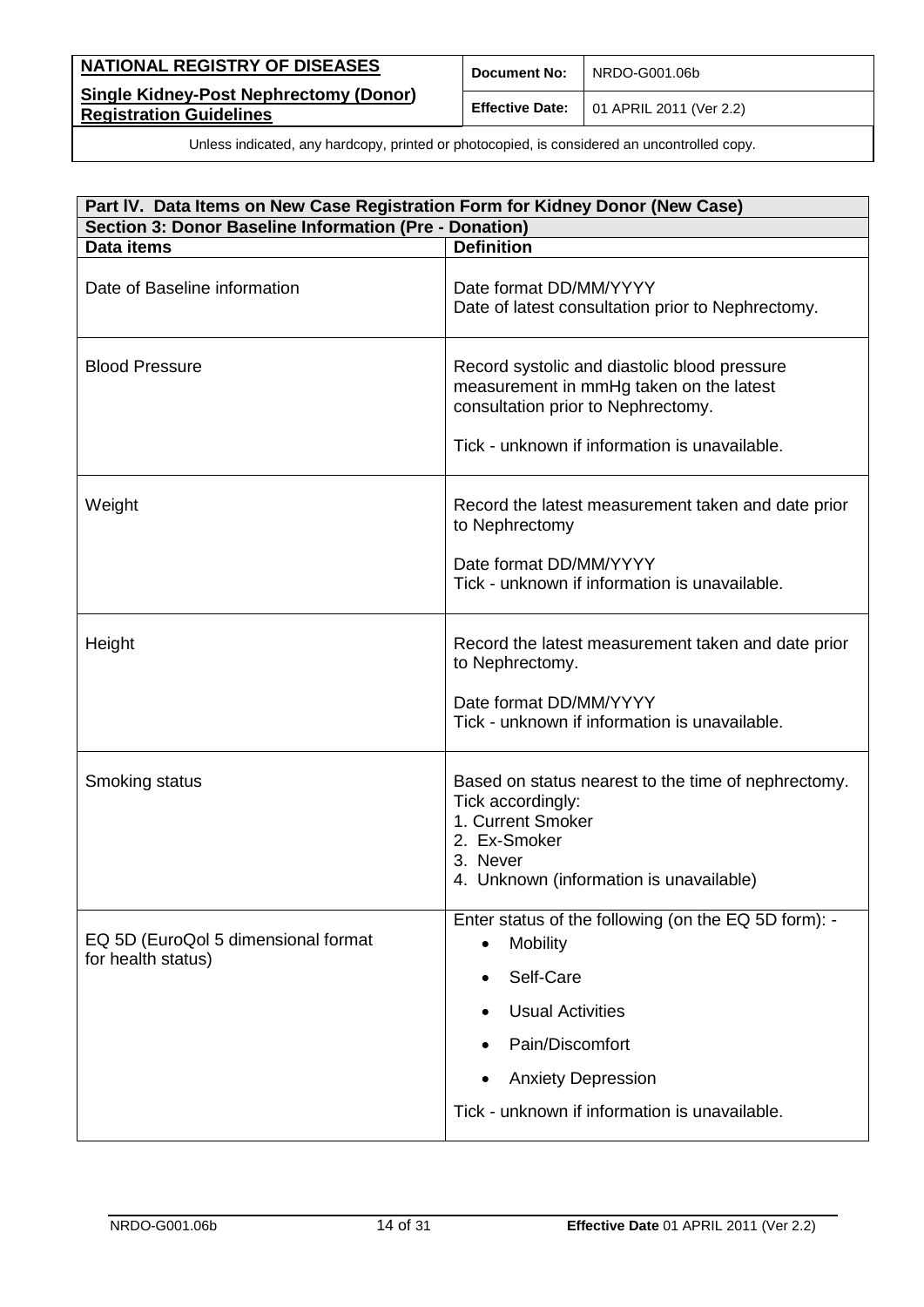| Part IV. Data Items on New Case Registration Form for Kidney Donor (New Case) | |
|---|---|
| **Section 3: Donor Baseline Information (Pre - Donation)** | |
| **Data items** | **Definition** |
| Date of Baseline information | Date format DD/MM/YYYY<br>Date of latest consultation prior to Nephrectomy. |
| Blood Pressure | Record systolic and diastolic blood pressure measurement in mmHg taken on the latest consultation prior to Nephrectomy.<br><br>Tick - unknown if information is unavailable. |
| Weight | Record the latest measurement taken and date prior to Nephrectomy<br><br>Date format DD/MM/YYYY<br>Tick - unknown if information is unavailable. |
| Height | Record the latest measurement taken and date prior to Nephrectomy.<br><br>Date format DD/MM/YYYY<br>Tick - unknown if information is unavailable. |
| Smoking status | Based on status nearest to the time of nephrectomy.<br>Tick accordingly:<br>1. Current Smoker<br>2. Ex-Smoker<br>3. Never<br>4. Unknown (information is unavailable) |
| EQ 5D (EuroQol 5 dimensional format for health status) | Enter status of the following (on the EQ 5D form): -<br>• Mobility<br>• Self-Care<br>• Usual Activities<br>• Pain/Discomfort<br>• Anxiety Depression<br><br>Tick - unknown if information is unavailable. |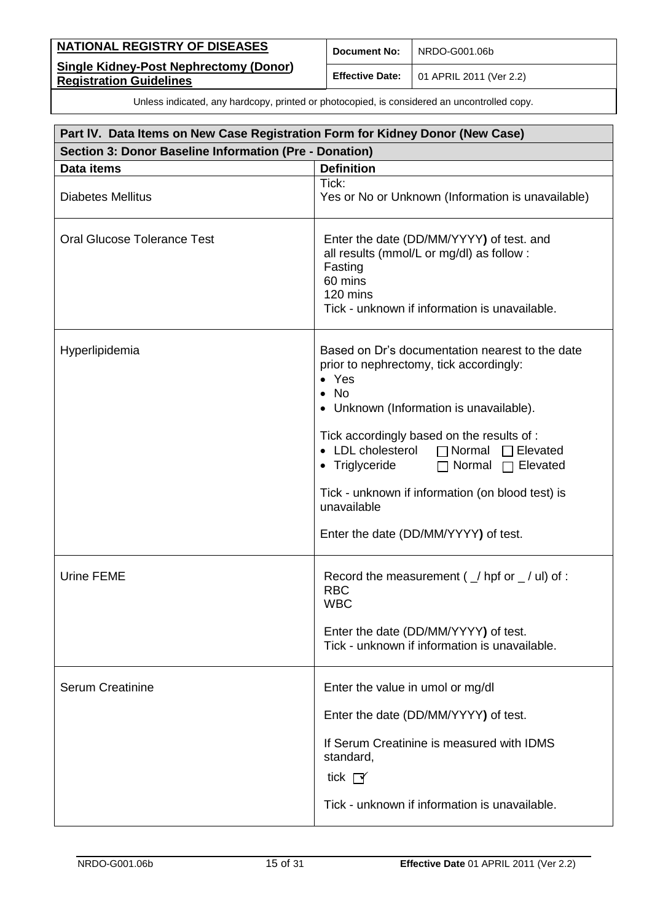| Part IV. Data Items on New Case Registration Form for Kidney Donor (New Case) | |
|---|---|
| **Section 3: Donor Baseline Information (Pre - Donation)** | |
| **Data items** | **Definition** |
| Diabetes Mellitus | Tick:<br>Yes or No or Unknown (Information is unavailable) |
| Oral Glucose Tolerance Test | Enter the date (DD/MM/YYYY) of test. and all results (mmol/L or mg/dl) as follow :<br>Fasting<br>60 mins<br>120 mins<br>Tick - unknown if information is unavailable. |
| Hyperlipidemia | Based on Dr's documentation nearest to the date prior to nephrectomy, tick accordingly:<br>• Yes<br>• No<br>• Unknown (Information is unavailable).<br><br>Tick accordingly based on the results of :<br>• LDL cholesterol ☐ Normal ☐ Elevated<br>• Triglyceride ☐ Normal ☐ Elevated<br><br>Tick - unknown if information (on blood test) is unavailable<br><br>Enter the date (DD/MM/YYYY) of test. |
| Urine FEME | Record the measurement ( _/ hpf or _ / ul) of :<br>RBC<br>WBC<br><br>Enter the date (DD/MM/YYYY) of test.<br>Tick - unknown if information is unavailable. |
| Serum Creatinine | Enter the value in umol or mg/dl<br><br>Enter the date (DD/MM/YYYY) of test.<br><br>If Serum Creatinine is measured with IDMS standard,<br>tick ☑<br><br>Tick - unknown if information is unavailable. |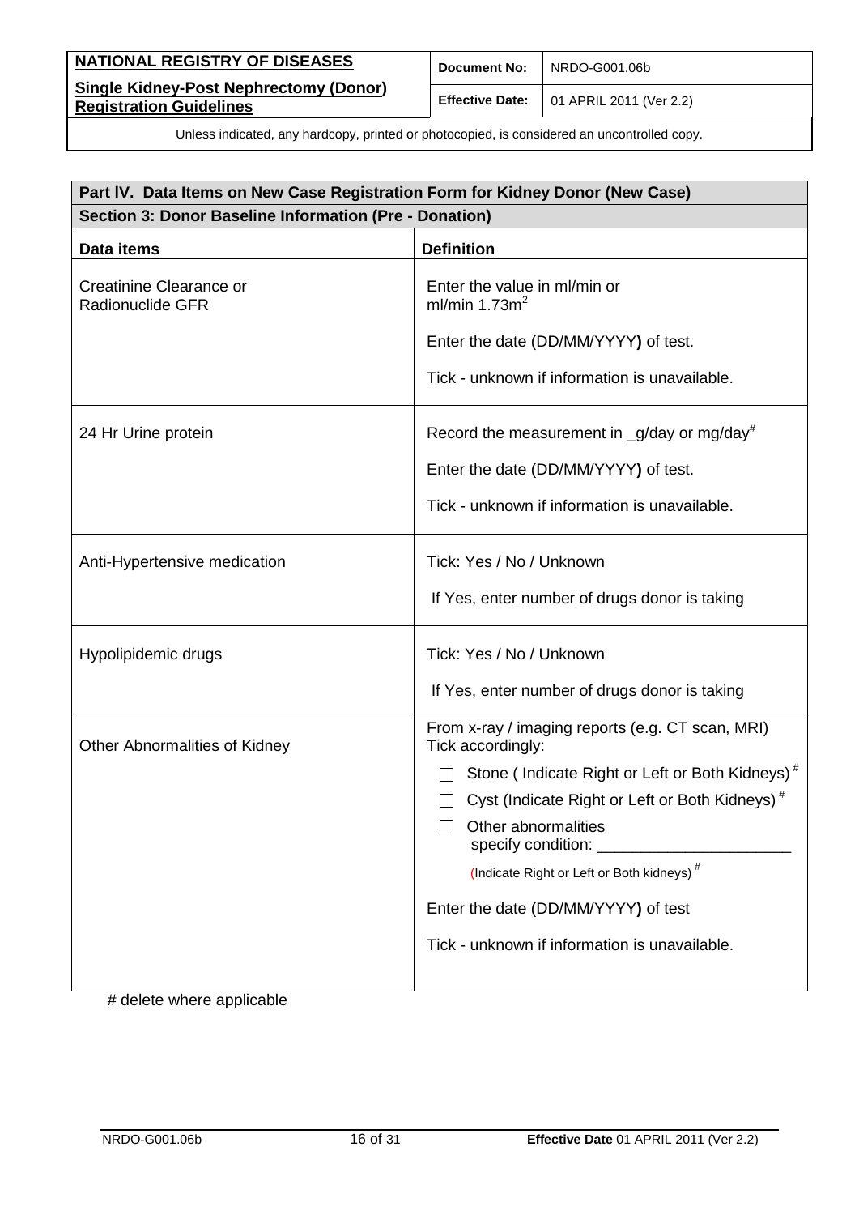| Part IV. Data Items on New Case Registration Form for Kidney Donor (New Case) | |
|---|---|
| **Section 3: Donor Baseline Information (Pre - Donation)** | |
| **Data items** | **Definition** |
| Creatinine Clearance or Radionuclide GFR | Enter the value in ml/min or ml/min $1.73m^2$<br><br>Enter the date (DD/MM/YYYY**)** of test.<br><br>Tick - unknown if information is unavailable. |
| 24 Hr Urine protein | Record the measurement in _g/day or mg/day[#]<br><br>Enter the date (DD/MM/YYYY**)** of test.<br><br>Tick - unknown if information is unavailable. |
| Anti-Hypertensive medication | Tick: Yes / No / Unknown<br><br>If Yes, enter number of drugs donor is taking |
| Hypolipidemic drugs | Tick: Yes / No / Unknown<br><br>If Yes, enter number of drugs donor is taking |
| Other Abnormalities of Kidney | From x-ray / imaging reports (e.g. CT scan, MRI) Tick accordingly:<br><br>☐ Stone ( Indicate Right or Left or Both Kidneys) [#]<br>☐ Cyst (Indicate Right or Left or Both Kidneys) [#]<br>☐ Other abnormalities specify condition: ______________________<br>(Indicate Right or Left or Both kidneys) [#]<br><br>Enter the date (DD/MM/YYYY**)** of test<br><br>Tick - unknown if information is unavailable. |

# delete where applicable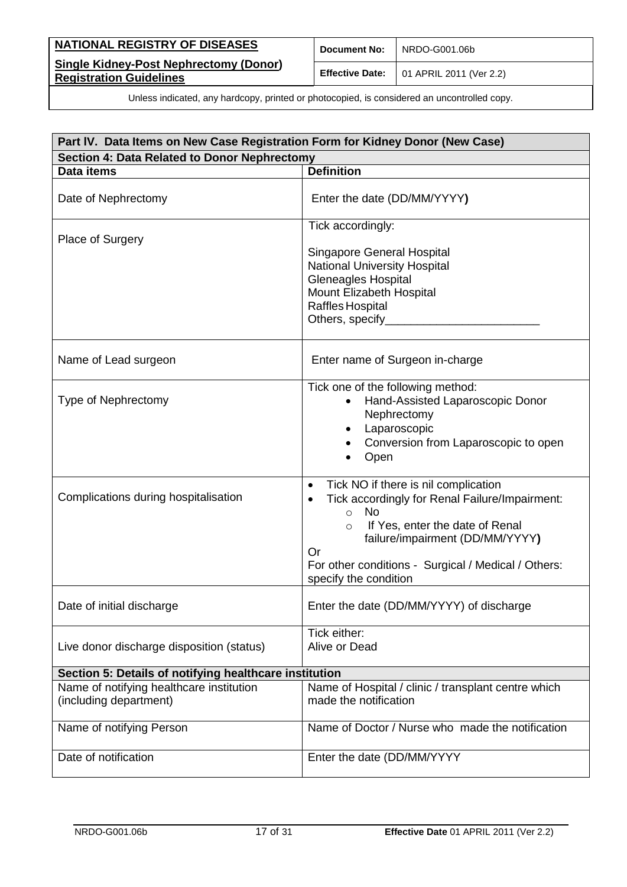| Part IV. Data Items on New Case Registration Form for Kidney Donor (New Case) | |
|---|---|
| **Section 4: Data Related to Donor Nephrectomy** | |
| **Data items** | **Definition** |
| Date of Nephrectomy | Enter the date (DD/MM/YYYY**)** |
| Place of Surgery | Tick accordingly:<br><br>Singapore General Hospital<br>National University Hospital<br>Gleneagles Hospital<br>Mount Elizabeth Hospital<br>Raffles Hospital<br>Others, specify________________________ |
| Name of Lead surgeon | Enter name of Surgeon in-charge |
| Type of Nephrectomy | Tick one of the following method:<br>• Hand-Assisted Laparoscopic Donor Nephrectomy<br>• Laparoscopic<br>• Conversion from Laparoscopic to open<br>• Open |
| Complications during hospitalisation | • Tick NO if there is nil complication<br>• Tick accordingly for Renal Failure/Impairment:<br>  ○ No<br>  ○ If Yes, enter the date of Renal failure/impairment (DD/MM/YYYY**)**<br>Or<br>For other conditions - Surgical / Medical / Others: specify the condition |
| Date of initial discharge | Enter the date (DD/MM/YYYY) of discharge |
| Live donor discharge disposition (status) | Tick either:<br>Alive or Dead |
| **Section 5: Details of notifying healthcare institution** | |
| Name of notifying healthcare institution (including department) | Name of Hospital / clinic / transplant centre which made the notification |
| Name of notifying Person | Name of Doctor / Nurse who made the notification |
| Date of notification | Enter the date (DD/MM/YYYY |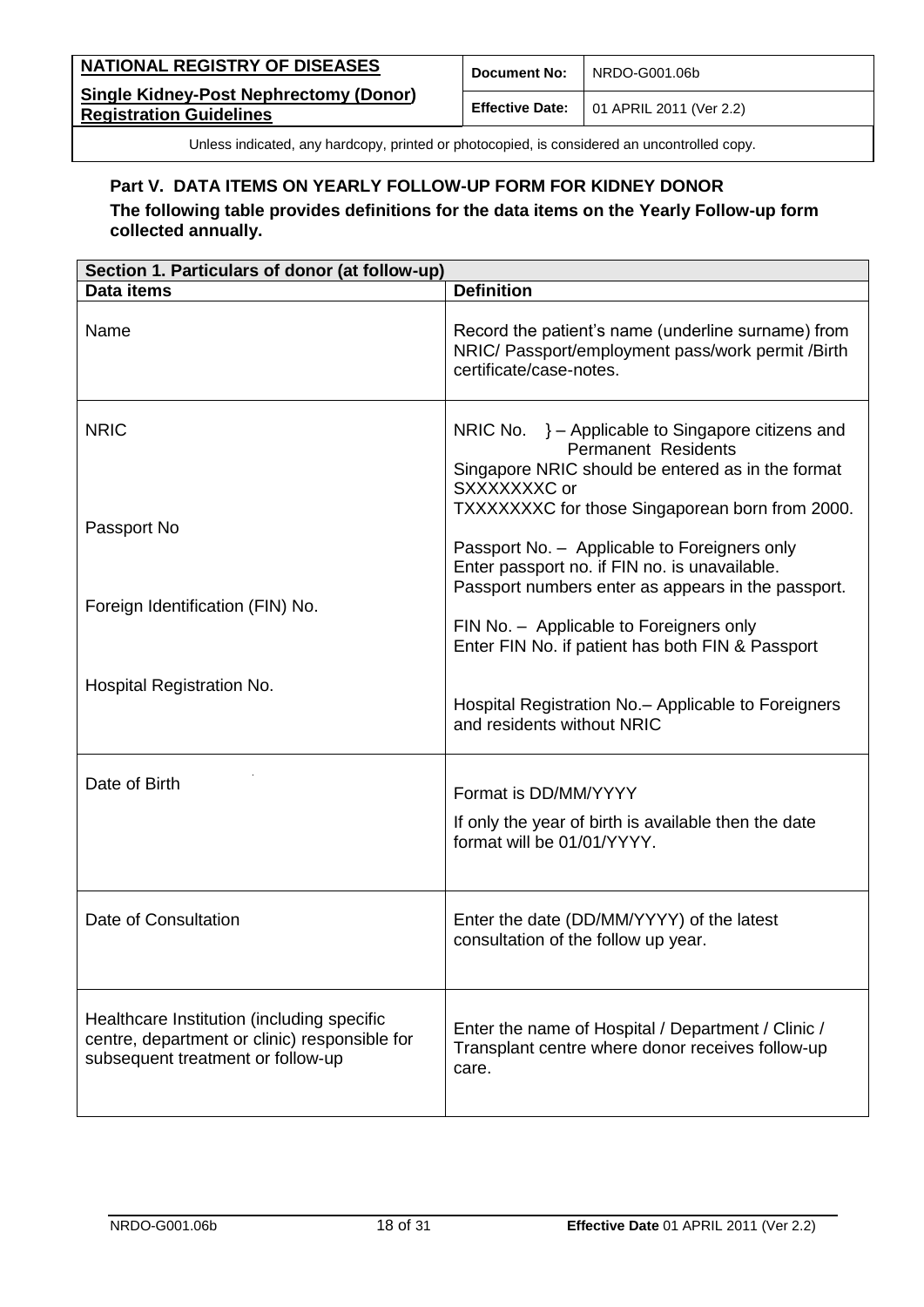Unless indicated, any hardcopy, printed or photocopied, is considered an uncontrolled copy.

### Part V. DATA ITEMS ON YEARLY FOLLOW-UP FORM FOR KIDNEY DONOR

**The following table provides definitions for the data items on the Yearly Follow-up form collected annually.**

| **Section 1. Particulars of donor (at follow-up)** | |
|---|---|
| **Data items** | **Definition** |
| Name | Record the patient's name (underline surname) from NRIC/ Passport/employment pass/work permit /Birth certificate/case-notes. |
| NRIC<br><br>Passport No<br><br>Foreign Identification (FIN) No.<br><br>Hospital Registration No. | NRIC No. } – Applicable to Singapore citizens and Permanent Residents<br>Singapore NRIC should be entered as in the format SXXXXXXXC or TXXXXXXXC for those Singaporean born from 2000.<br><br>Passport No. – Applicable to Foreigners only<br>Enter passport no. if FIN no. is unavailable.<br>Passport numbers enter as appears in the passport.<br><br>FIN No. – Applicable to Foreigners only<br>Enter FIN No. if patient has both FIN & Passport<br><br>Hospital Registration No.– Applicable to Foreigners and residents without NRIC |
| Date of Birth | Format is DD/MM/YYYY<br>If only the year of birth is available then the date format will be 01/01/YYYY. |
| Date of Consultation | Enter the date (DD/MM/YYYY) of the latest consultation of the follow up year. |
| Healthcare Institution (including specific centre, department or clinic) responsible for subsequent treatment or follow-up | Enter the name of Hospital / Department / Clinic / Transplant centre where donor receives follow-up care. |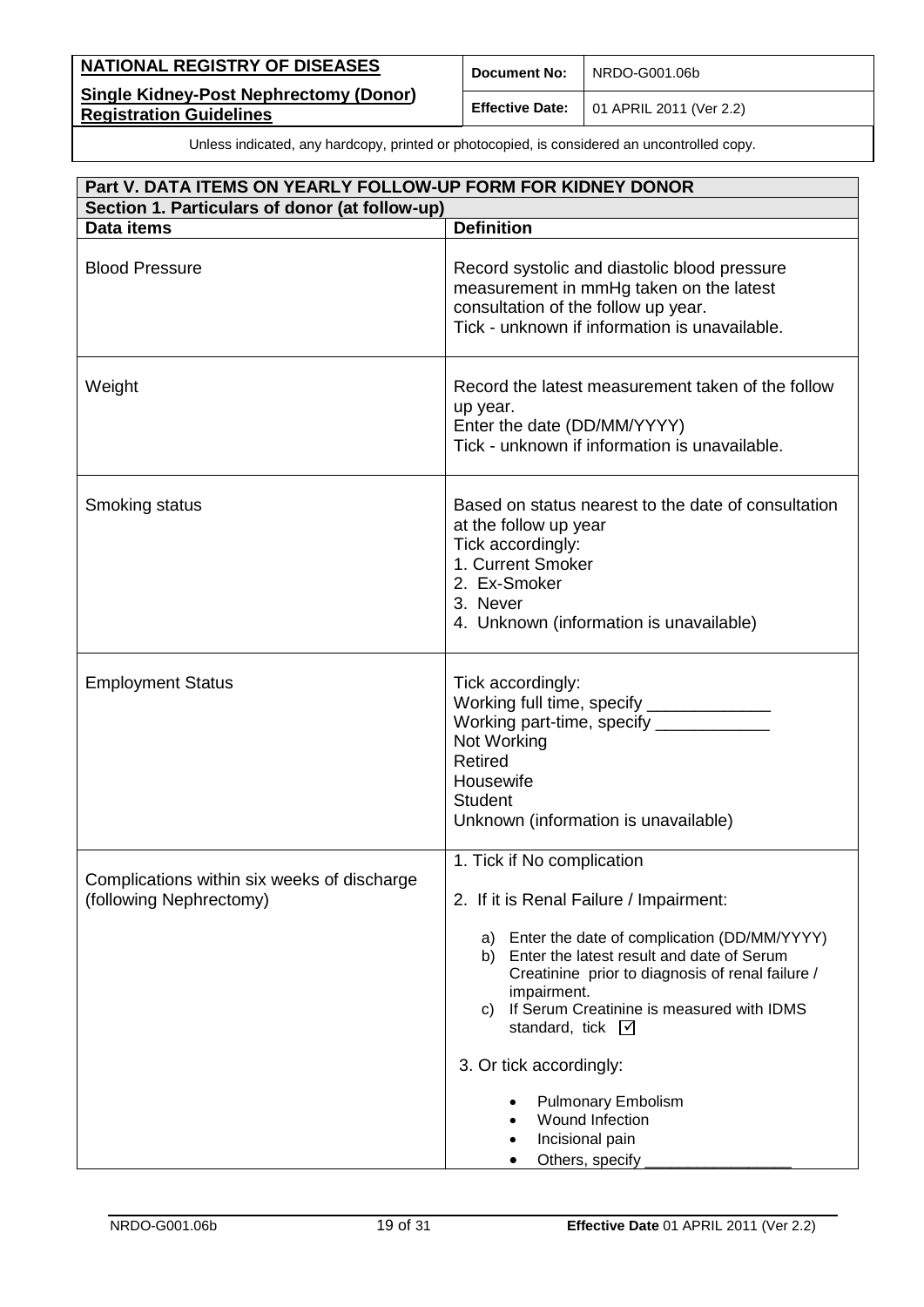| Part V. DATA ITEMS ON YEARLY FOLLOW-UP FORM FOR KIDNEY DONOR | |
|---|---|
| **Section 1. Particulars of donor (at follow-up)** | |
| **Data items** | **Definition** |
| Blood Pressure | Record systolic and diastolic blood pressure measurement in mmHg taken on the latest consultation of the follow up year.<br>Tick - unknown if information is unavailable. |
| Weight | Record the latest measurement taken of the follow up year.<br>Enter the date (DD/MM/YYYY)<br>Tick - unknown if information is unavailable. |
| Smoking status | Based on status nearest to the date of consultation at the follow up year<br>Tick accordingly:<br>1. Current Smoker<br>2. Ex-Smoker<br>3. Never<br>4. Unknown (information is unavailable) |
| Employment Status | Tick accordingly:<br>Working full time, specify _____________<br>Working part-time, specify ____________<br>Not Working<br>Retired<br>Housewife<br>Student<br>Unknown (information is unavailable) |
| Complications within six weeks of discharge (following Nephrectomy) | 1. Tick if No complication<br>2. If it is Renal Failure / Impairment:<br>a) Enter the date of complication (DD/MM/YYYY)<br>b) Enter the latest result and date of Serum Creatinine prior to diagnosis of renal failure / impairment.<br>c) If Serum Creatinine is measured with IDMS standard, tick ☑<br>3. Or tick accordingly:<br>• Pulmonary Embolism<br>• Wound Infection<br>• Incisional pain<br>• Others, specify ________________ |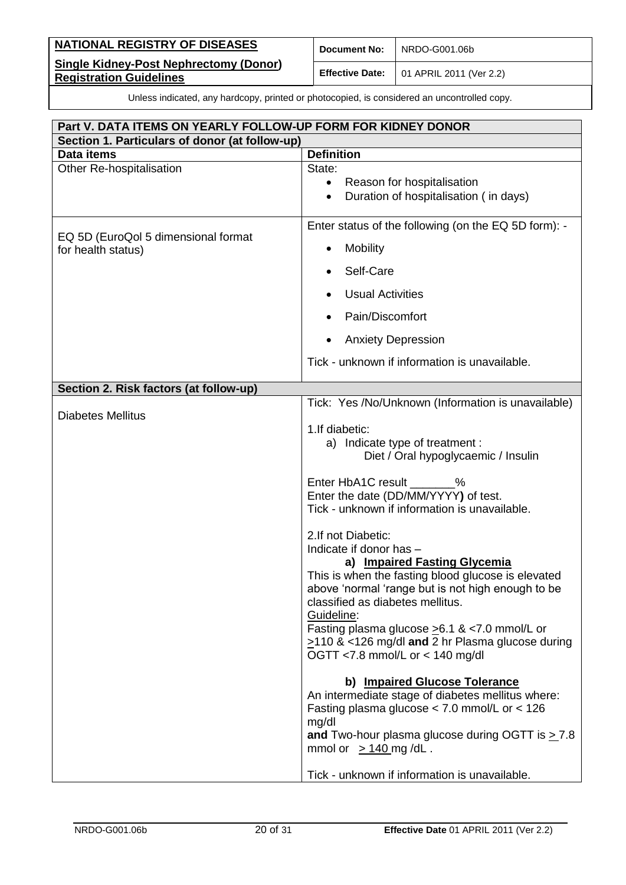| Part V. DATA ITEMS ON YEARLY FOLLOW-UP FORM FOR KIDNEY DONOR | |
|---|---|
| **Section 1. Particulars of donor (at follow-up)** | |
| **Data items** | **Definition** |
| Other Re-hospitalisation | State:<br>• Reason for hospitalisation<br>• Duration of hospitalisation ( in days) |
| EQ 5D (EuroQol 5 dimensional format for health status) | Enter status of the following (on the EQ 5D form): -<br>• Mobility<br>• Self-Care<br>• Usual Activities<br>• Pain/Discomfort<br>• Anxiety Depression<br>Tick - unknown if information is unavailable. |
| **Section 2. Risk factors (at follow-up)** | |
| Diabetes Mellitus | Tick: Yes /No/Unknown (Information is unavailable)<br><br>1.If diabetic:<br>a) Indicate type of treatment :<br>Diet / Oral hypoglycaemic / Insulin<br><br>Enter HbA1C result _______%<br>Enter the date (DD/MM/YYYY**)** of test.<br>Tick - unknown if information is unavailable.<br><br>2.If not Diabetic:<br>Indicate if donor has –<br>**a) Impaired Fasting Glycemia**<br>This is when the fasting blood glucose is elevated above 'normal 'range but is not high enough to be classified as diabetes mellitus.<br>Guideline:<br>Fasting plasma glucose $\geq$6.1 & <7.0 mmol/L or $\geq$110 & <126 mg/dl **and** 2 hr Plasma glucose during OGTT <7.8 mmol/L or < 140 mg/dl<br><br>**b) Impaired Glucose Tolerance**<br>An intermediate stage of diabetes mellitus where: Fasting plasma glucose < 7.0 mmol/L or < 126 mg/dl<br>**and** Two-hour plasma glucose during OGTT is $\geq$ 7.8 mmol or $\geq$ 140 mg /dL .<br><br>Tick - unknown if information is unavailable. |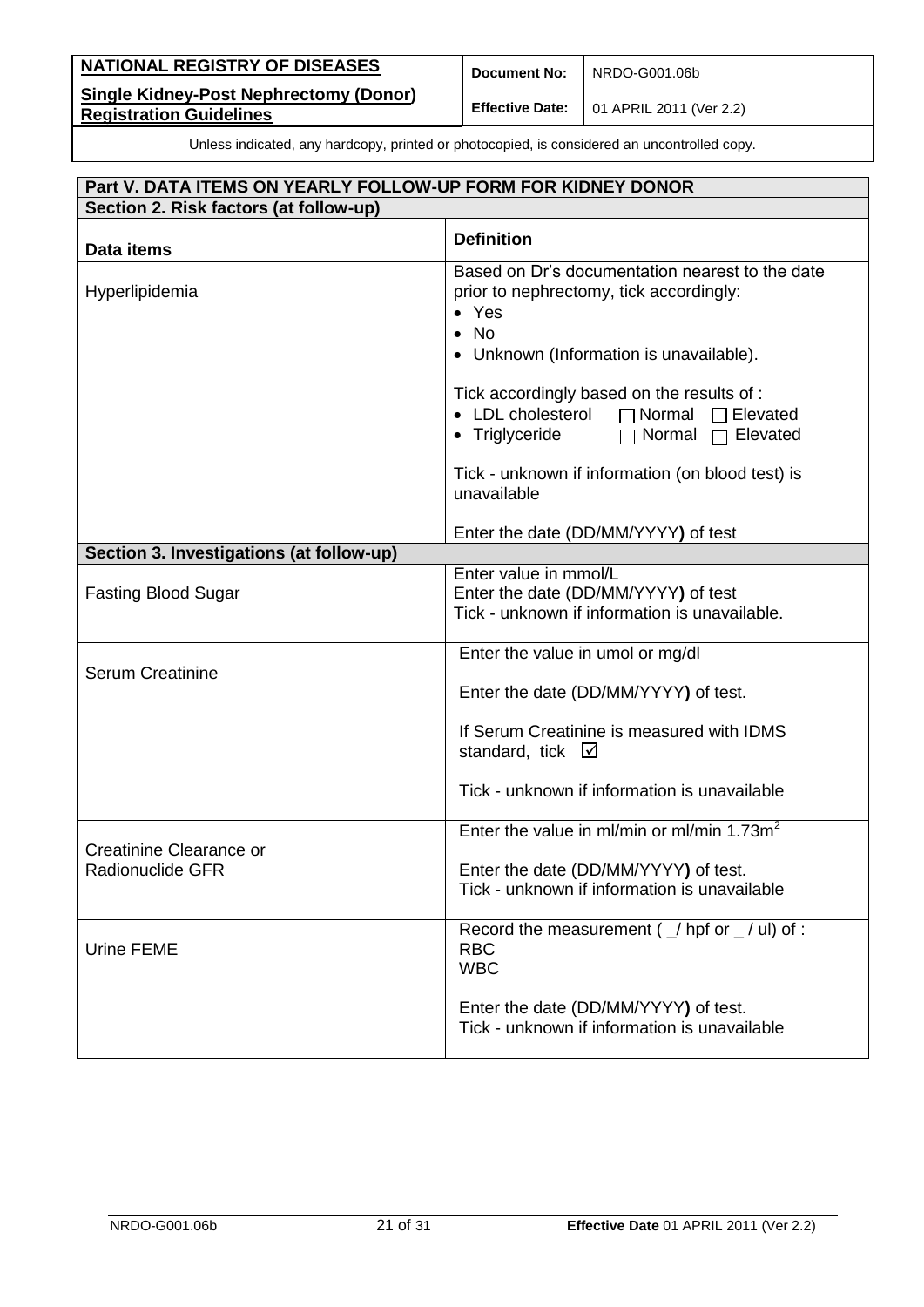| Part V. DATA ITEMS ON YEARLY FOLLOW-UP FORM FOR KIDNEY DONOR | |
|---|---|
| **Section 2. Risk factors (at follow-up)** | |
| **Data items** | **Definition** |
| Hyperlipidemia | Based on Dr's documentation nearest to the date prior to nephrectomy, tick accordingly:<br>• Yes<br>• No<br>• Unknown (Information is unavailable).<br><br>Tick accordingly based on the results of :<br>• LDL cholesterol ☐ Normal ☐ Elevated<br>• Triglyceride ☐ Normal ☐ Elevated<br><br>Tick - unknown if information (on blood test) is unavailable<br><br>Enter the date (DD/MM/YYYY**)** of test |
| **Section 3. Investigations (at follow-up)** | |
| Fasting Blood Sugar | Enter value in mmol/L<br>Enter the date (DD/MM/YYYY**)** of test<br>Tick - unknown if information is unavailable. |
| Serum Creatinine | Enter the value in umol or mg/dl<br><br>Enter the date (DD/MM/YYYY**)** of test.<br><br>If Serum Creatinine is measured with IDMS standard, tick ☑<br><br>Tick - unknown if information is unavailable |
| Creatinine Clearance or Radionuclide GFR | Enter the value in ml/min or ml/min 1.73m$^2$<br><br>Enter the date (DD/MM/YYYY**)** of test.<br>Tick - unknown if information is unavailable |
| Urine FEME | Record the measurement ( _/ hpf or _ / ul) of :<br>RBC<br>WBC<br><br>Enter the date (DD/MM/YYYY**)** of test.<br>Tick - unknown if information is unavailable |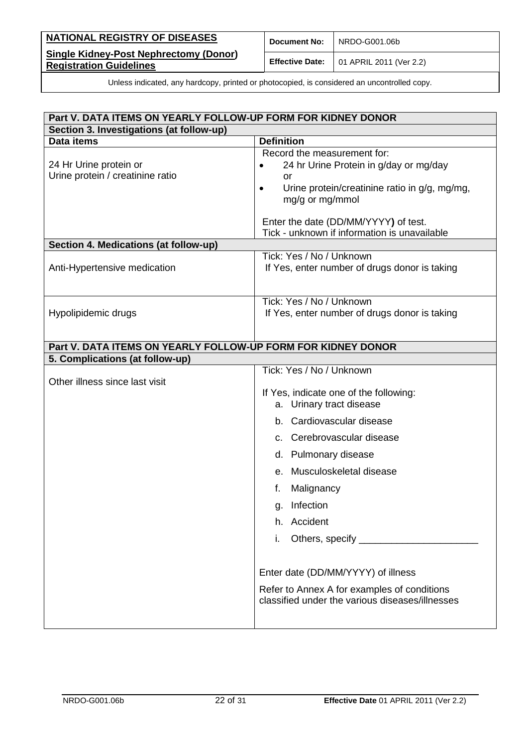| Part V. DATA ITEMS ON YEARLY FOLLOW-UP FORM FOR KIDNEY DONOR | |
|---|---|
| **Section 3. Investigations (at follow-up)** | |
| **Data items** | **Definition** |
| 24 Hr Urine protein or<br>Urine protein / creatinine ratio | Record the measurement for:<br>• 24 hr Urine Protein in g/day or mg/day<br>or<br>• Urine protein/creatinine ratio in g/g, mg/mg, mg/g or mg/mmol<br><br>Enter the date (DD/MM/YYYY) of test.<br>Tick - unknown if information is unavailable |
| **Section 4. Medications (at follow-up)** | |
| Anti-Hypertensive medication | Tick: Yes / No / Unknown<br>If Yes, enter number of drugs donor is taking |
| Hypolipidemic drugs | Tick: Yes / No / Unknown<br>If Yes, enter number of drugs donor is taking |

| Part V. DATA ITEMS ON YEARLY FOLLOW-UP FORM FOR KIDNEY DONOR | |
|---|---|
| **5. Complications (at follow-up)** | |
| Other illness since last visit | Tick: Yes / No / Unknown<br><br>If Yes, indicate one of the following:<br>a. Urinary tract disease<br>b. Cardiovascular disease<br>c. Cerebrovascular disease<br>d. Pulmonary disease<br>e. Musculoskeletal disease<br>f. Malignancy<br>g. Infection<br>h. Accident<br>i. Others, specify ______________________<br><br>Enter date (DD/MM/YYYY) of illness<br><br>Refer to Annex A for examples of conditions classified under the various diseases/illnesses |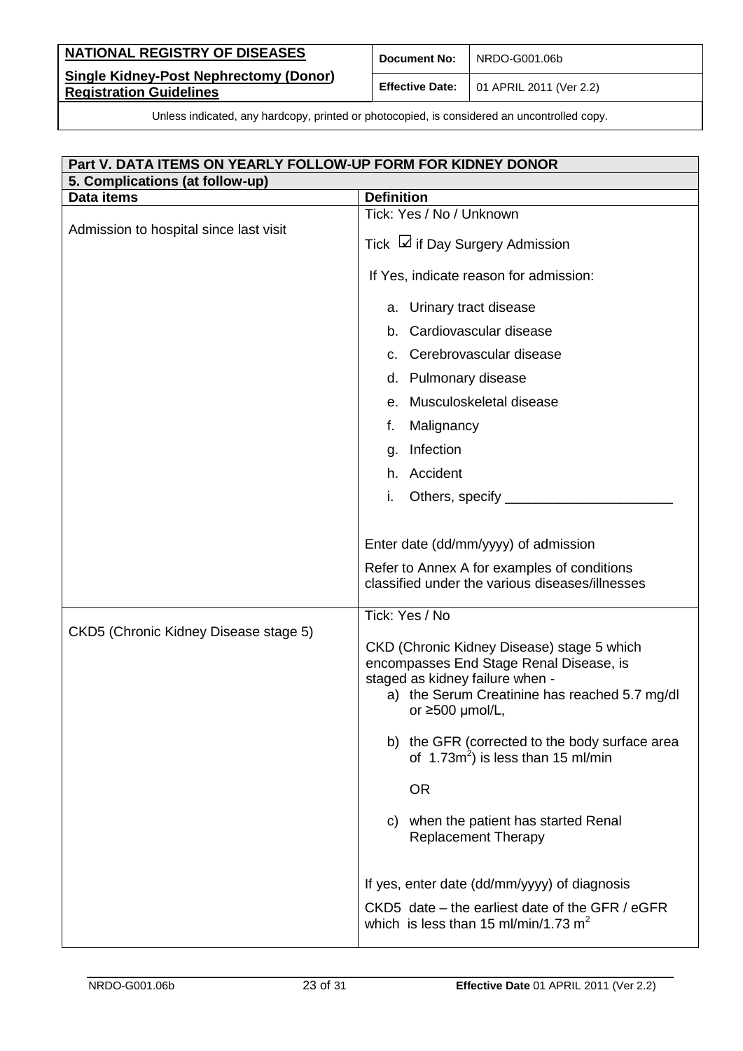| Part V. DATA ITEMS ON YEARLY FOLLOW-UP FORM FOR KIDNEY DONOR | |
|---|---|
| **5. Complications (at follow-up)** | |
| **Data items** | **Definition** |
| Admission to hospital since last visit | Tick: Yes / No / Unknown<br><br>Tick ☑ if Day Surgery Admission<br><br>If Yes, indicate reason for admission:<br><br>a. Urinary tract disease<br>b. Cardiovascular disease<br>c. Cerebrovascular disease<br>d. Pulmonary disease<br>e. Musculoskeletal disease<br>f. Malignancy<br>g. Infection<br>h. Accident<br>i. Others, specify ______________________<br><br>Enter date (dd/mm/yyyy) of admission<br><br>Refer to Annex A for examples of conditions classified under the various diseases/illnesses |
| CKD5 (Chronic Kidney Disease stage 5) | Tick: Yes / No<br><br>CKD (Chronic Kidney Disease) stage 5 which encompasses End Stage Renal Disease, is staged as kidney failure when -<br>a) the Serum Creatinine has reached 5.7 mg/dl or ≥500 μmol/L,<br><br>b) the GFR (corrected to the body surface area of $1.73m^2$) is less than 15 ml/min<br><br>OR<br><br>c) when the patient has started Renal Replacement Therapy<br><br>If yes, enter date (dd/mm/yyyy) of diagnosis<br><br>CKD5 date – the earliest date of the GFR / eGFR which is less than 15 ml/min/1.73 $m^2$ |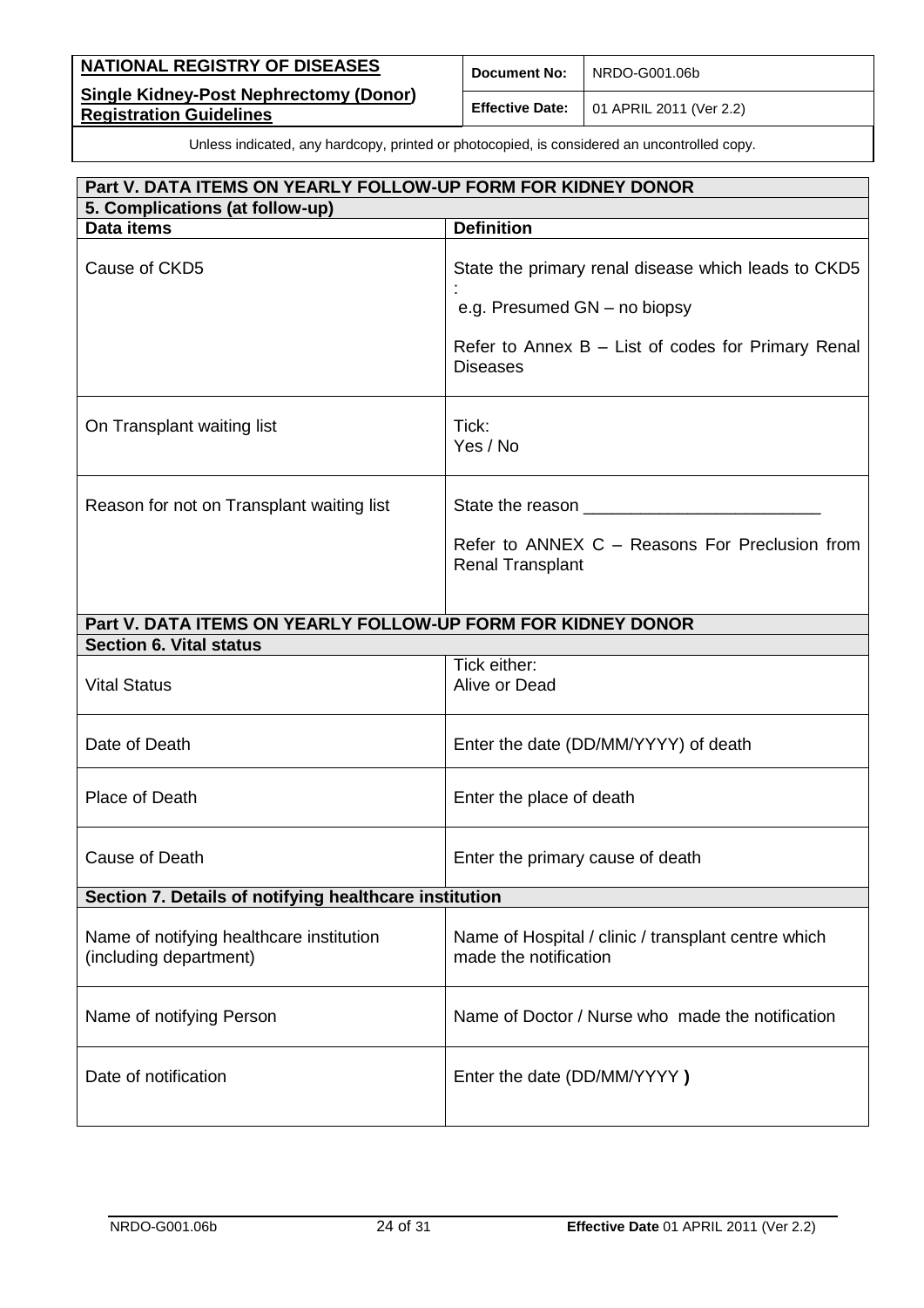| Part V. DATA ITEMS ON YEARLY FOLLOW-UP FORM FOR KIDNEY DONOR | |
|---|---|
| **5. Complications (at follow-up)** | |
| **Data items** | **Definition** |
| Cause of CKD5 | State the primary renal disease which leads to CKD5 :<br>e.g. Presumed GN – no biopsy<br><br>Refer to Annex B – List of codes for Primary Renal Diseases |
| On Transplant waiting list | Tick:<br>Yes / No |
| Reason for not on Transplant waiting list | State the reason _________________________<br><br>Refer to ANNEX C – Reasons For Preclusion from Renal Transplant |

| Part V. DATA ITEMS ON YEARLY FOLLOW-UP FORM FOR KIDNEY DONOR | |
|---|---|
| **Section 6. Vital status** | |
| Vital Status | Tick either:<br>Alive or Dead |
| Date of Death | Enter the date (DD/MM/YYYY) of death |
| Place of Death | Enter the place of death |
| Cause of Death | Enter the primary cause of death |
| **Section 7. Details of notifying healthcare institution** | |
| Name of notifying healthcare institution (including department) | Name of Hospital / clinic / transplant centre which made the notification |
| Name of notifying Person | Name of Doctor / Nurse who made the notification |
| Date of notification | Enter the date (DD/MM/YYYY **)** |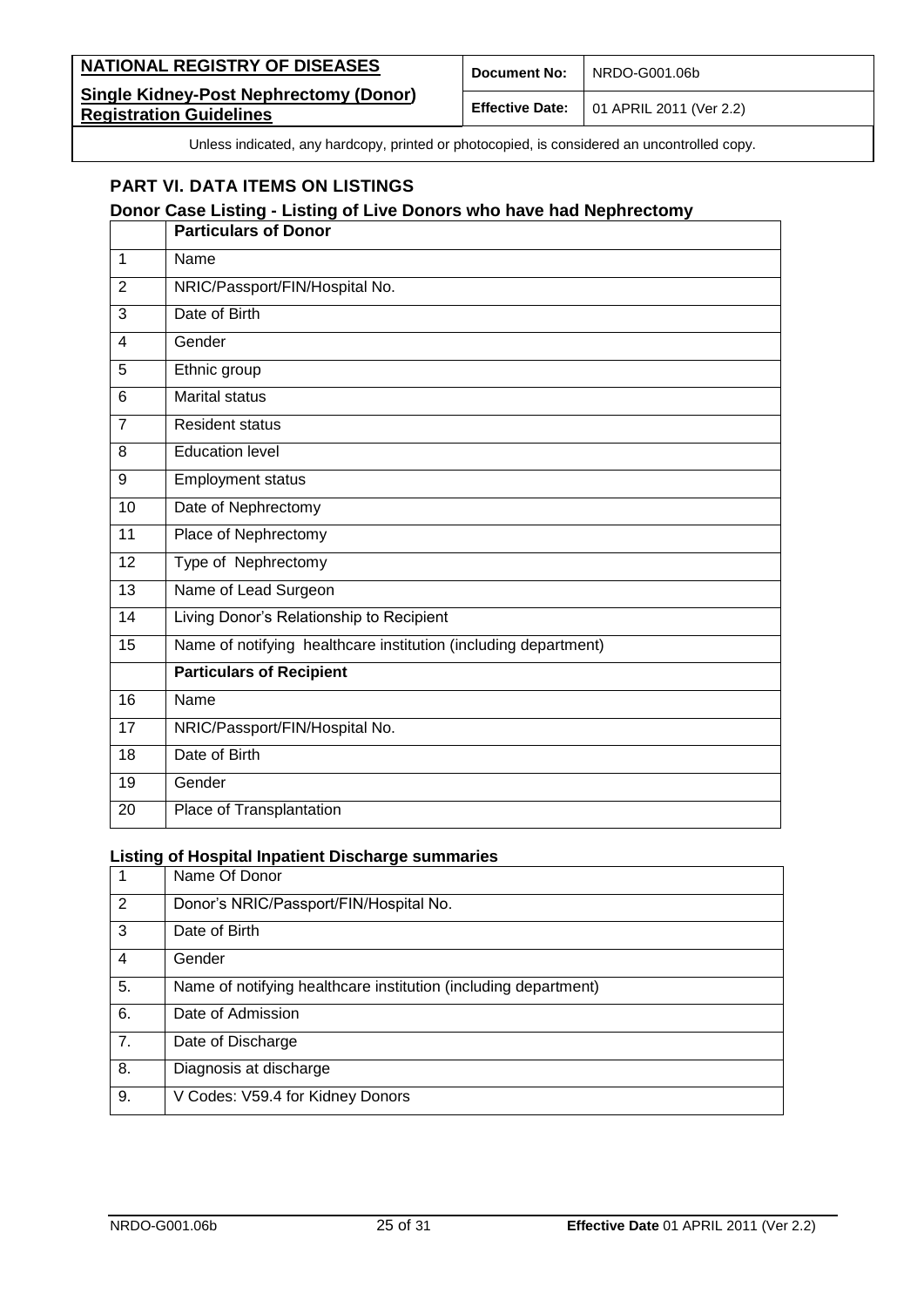## PART VI. DATA ITEMS ON LISTINGS

### Donor Case Listing - Listing of Live Donors who have had Nephrectomy

| | Particulars of Donor |
|---|---|
| 1 | Name |
| 2 | NRIC/Passport/FIN/Hospital No. |
| 3 | Date of Birth |
| 4 | Gender |
| 5 | Ethnic group |
| 6 | Marital status |
| 7 | Resident status |
| 8 | Education level |
| 9 | Employment status |
| 10 | Date of Nephrectomy |
| 11 | Place of Nephrectomy |
| 12 | Type of Nephrectomy |
| 13 | Name of Lead Surgeon |
| 14 | Living Donor's Relationship to Recipient |
| 15 | Name of notifying healthcare institution (including department) |
| | **Particulars of Recipient** |
| 16 | Name |
| 17 | NRIC/Passport/FIN/Hospital No. |
| 18 | Date of Birth |
| 19 | Gender |
| 20 | Place of Transplantation |

### Listing of Hospital Inpatient Discharge summaries

| | |
|---|---|
| 1 | Name Of Donor |
| 2 | Donor's NRIC/Passport/FIN/Hospital No. |
| 3 | Date of Birth |
| 4 | Gender |
| 5. | Name of notifying healthcare institution (including department) |
| 6. | Date of Admission |
| 7. | Date of Discharge |
| 8. | Diagnosis at discharge |
| 9. | V Codes: V59.4 for Kidney Donors |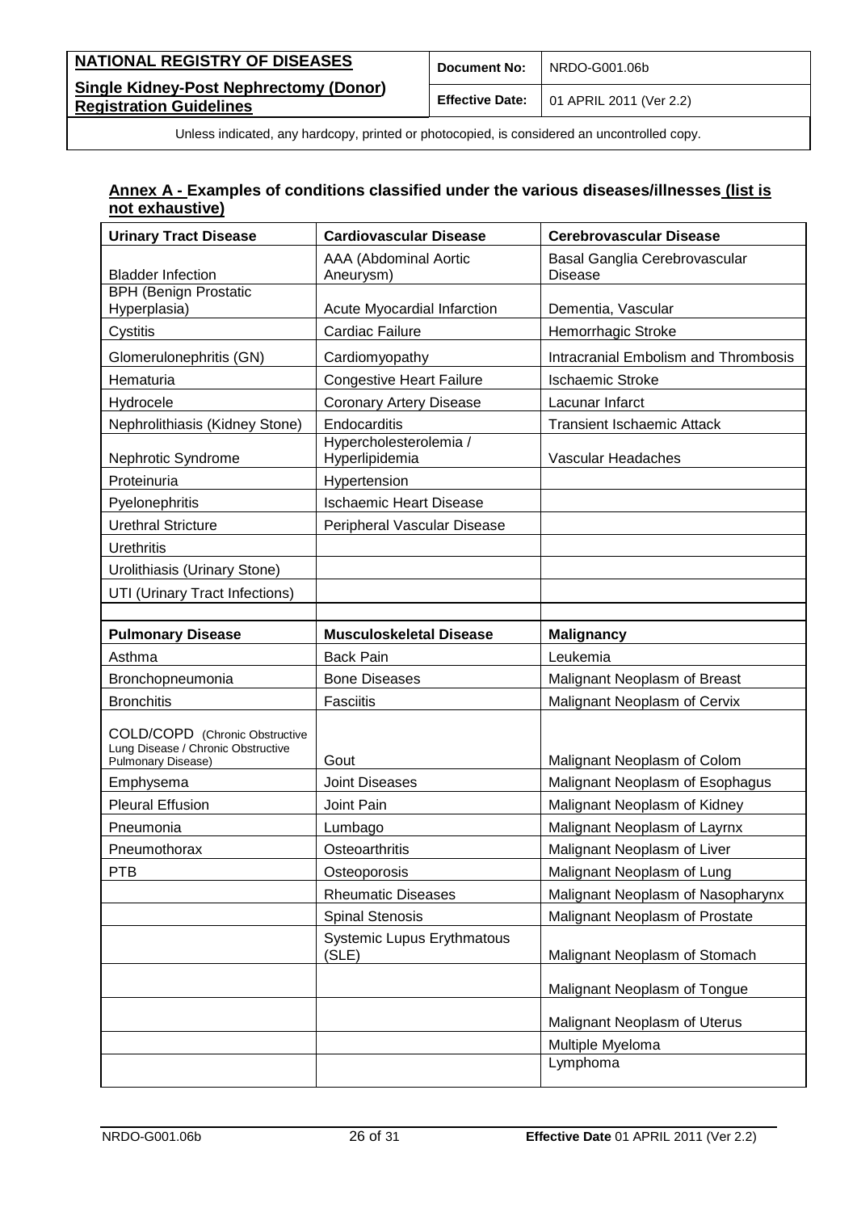## Annex A - Examples of conditions classified under the various diseases/illnesses (list is not exhaustive)

| Urinary Tract Disease | Cardiovascular Disease | Cerebrovascular Disease |
|---|---|---|
| Bladder Infection | AAA (Abdominal Aortic Aneurysm) | Basal Ganglia Cerebrovascular Disease |
| BPH (Benign Prostatic Hyperplasia) | Acute Myocardial Infarction | Dementia, Vascular |
| Cystitis | Cardiac Failure | Hemorrhagic Stroke |
| Glomerulonephritis (GN) | Cardiomyopathy | Intracranial Embolism and Thrombosis |
| Hematuria | Congestive Heart Failure | Ischaemic Stroke |
| Hydrocele | Coronary Artery Disease | Lacunar Infarct |
| Nephrolithiasis (Kidney Stone) | Endocarditis | Transient Ischaemic Attack |
| Nephrotic Syndrome | Hypercholesterolemia / Hyperlipidemia | Vascular Headaches |
| Proteinuria | Hypertension | |
| Pyelonephritis | Ischaemic Heart Disease | |
| Urethral Stricture | Peripheral Vascular Disease | |
| Urethritis | | |
| Urolithiasis (Urinary Stone) | | |
| UTI (Urinary Tract Infections) | | |
| | | |
| **Pulmonary Disease** | **Musculoskeletal Disease** | **Malignancy** |
| Asthma | Back Pain | Leukemia |
| Bronchopneumonia | Bone Diseases | Malignant Neoplasm of Breast |
| Bronchitis | Fasciitis | Malignant Neoplasm of Cervix |
| COLD/COPD (Chronic Obstructive Lung Disease / Chronic Obstructive Pulmonary Disease) | Gout | Malignant Neoplasm of Colom |
| Emphysema | Joint Diseases | Malignant Neoplasm of Esophagus |
| Pleural Effusion | Joint Pain | Malignant Neoplasm of Kidney |
| Pneumonia | Lumbago | Malignant Neoplasm of Layrnx |
| Pneumothorax | Osteoarthritis | Malignant Neoplasm of Liver |
| PTB | Osteoporosis | Malignant Neoplasm of Lung |
| | Rheumatic Diseases | Malignant Neoplasm of Nasopharynx |
| | Spinal Stenosis | Malignant Neoplasm of Prostate |
| | Systemic Lupus Erythmatous (SLE) | Malignant Neoplasm of Stomach |
| | | Malignant Neoplasm of Tongue |
| | | Malignant Neoplasm of Uterus |
| | | Multiple Myeloma |
| | | Lymphoma |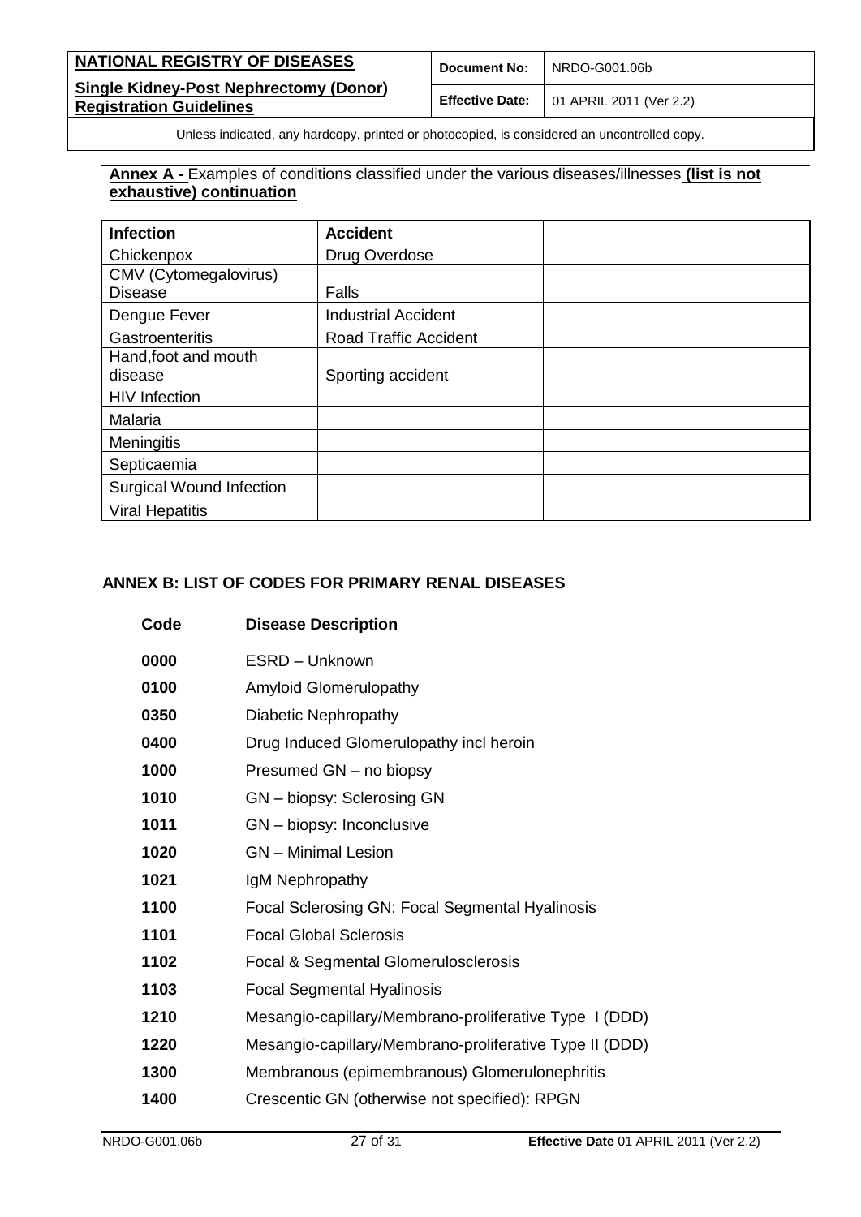**Annex A -** Examples of conditions classified under the various diseases/illnesses **(list is not exhaustive) continuation**

| Infection | Accident | |
|---|---|---|
| Chickenpox | Drug Overdose | |
| CMV (Cytomegalovirus) Disease | Falls | |
| Dengue Fever | Industrial Accident | |
| Gastroenteritis | Road Traffic Accident | |
| Hand,foot and mouth disease | Sporting accident | |
| HIV Infection | | |
| Malaria | | |
| Meningitis | | |
| Septicaemia | | |
| Surgical Wound Infection | | |
| Viral Hepatitis | | |

## ANNEX B: LIST OF CODES FOR PRIMARY RENAL DISEASES

| Code | Disease Description |
|---|---|
| **0000** | ESRD – Unknown |
| **0100** | Amyloid Glomerulopathy |
| **0350** | Diabetic Nephropathy |
| **0400** | Drug Induced Glomerulopathy incl heroin |
| **1000** | Presumed GN – no biopsy |
| **1010** | GN – biopsy: Sclerosing GN |
| **1011** | GN – biopsy: Inconclusive |
| **1020** | GN – Minimal Lesion |
| **1021** | IgM Nephropathy |
| **1100** | Focal Sclerosing GN: Focal Segmental Hyalinosis |
| **1101** | Focal Global Sclerosis |
| **1102** | Focal & Segmental Glomerulosclerosis |
| **1103** | Focal Segmental Hyalinosis |
| **1210** | Mesangio-capillary/Membrano-proliferative Type I (DDD) |
| **1220** | Mesangio-capillary/Membrano-proliferative Type II (DDD) |
| **1300** | Membranous (epimembranous) Glomerulonephritis |
| **1400** | Crescentic GN (otherwise not specified): RPGN |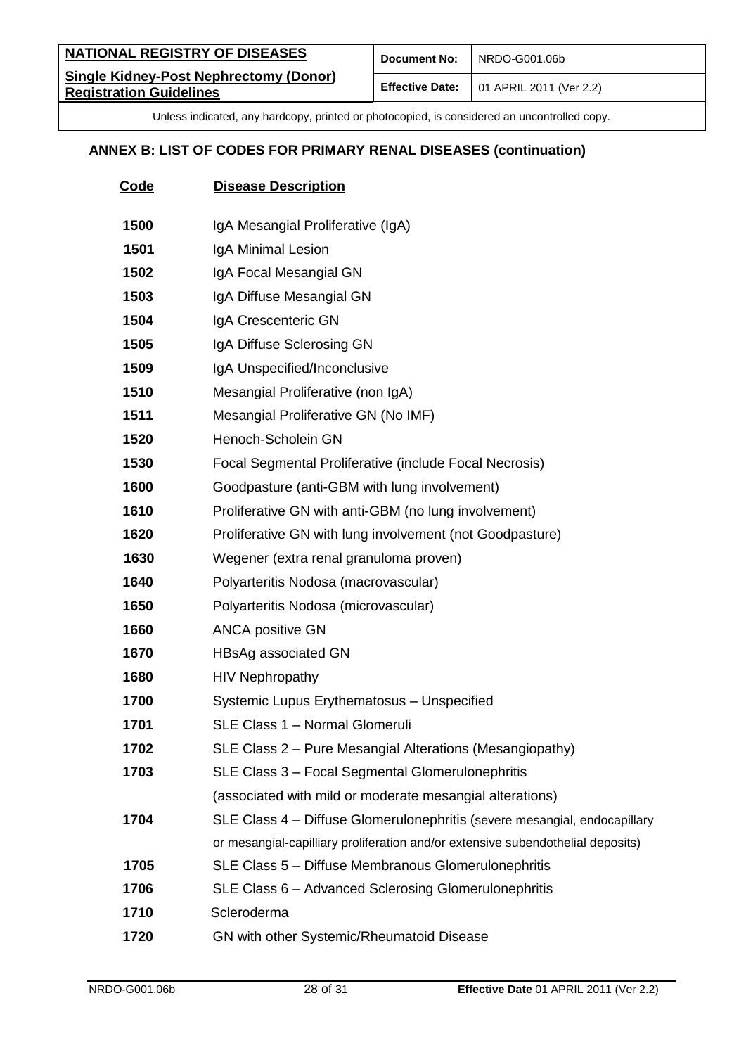## ANNEX B: LIST OF CODES FOR PRIMARY RENAL DISEASES (continuation)

| Code | Disease Description |
|---|---|
| 1500 | IgA Mesangial Proliferative (IgA) |
| 1501 | IgA Minimal Lesion |
| 1502 | IgA Focal Mesangial GN |
| 1503 | IgA Diffuse Mesangial GN |
| 1504 | IgA Crescenteric GN |
| 1505 | IgA Diffuse Sclerosing GN |
| 1509 | IgA Unspecified/Inconclusive |
| 1510 | Mesangial Proliferative (non IgA) |
| 1511 | Mesangial Proliferative GN (No IMF) |
| 1520 | Henoch-Scholein GN |
| 1530 | Focal Segmental Proliferative (include Focal Necrosis) |
| 1600 | Goodpasture (anti-GBM with lung involvement) |
| 1610 | Proliferative GN with anti-GBM (no lung involvement) |
| 1620 | Proliferative GN with lung involvement (not Goodpasture) |
| 1630 | Wegener (extra renal granuloma proven) |
| 1640 | Polyarteritis Nodosa (macrovascular) |
| 1650 | Polyarteritis Nodosa (microvascular) |
| 1660 | ANCA positive GN |
| 1670 | HBsAg associated GN |
| 1680 | HIV Nephropathy |
| 1700 | Systemic Lupus Erythematosus – Unspecified |
| 1701 | SLE Class 1 – Normal Glomeruli |
| 1702 | SLE Class 2 – Pure Mesangial Alterations (Mesangiopathy) |
| 1703 | SLE Class 3 – Focal Segmental Glomerulonephritis (associated with mild or moderate mesangial alterations) |
| 1704 | SLE Class 4 – Diffuse Glomerulonephritis (severe mesangial, endocapillary or mesangial-capilliary proliferation and/or extensive subendothelial deposits) |
| 1705 | SLE Class 5 – Diffuse Membranous Glomerulonephritis |
| 1706 | SLE Class 6 – Advanced Sclerosing Glomerulonephritis |
| 1710 | Scleroderma |
| 1720 | GN with other Systemic/Rheumatoid Disease |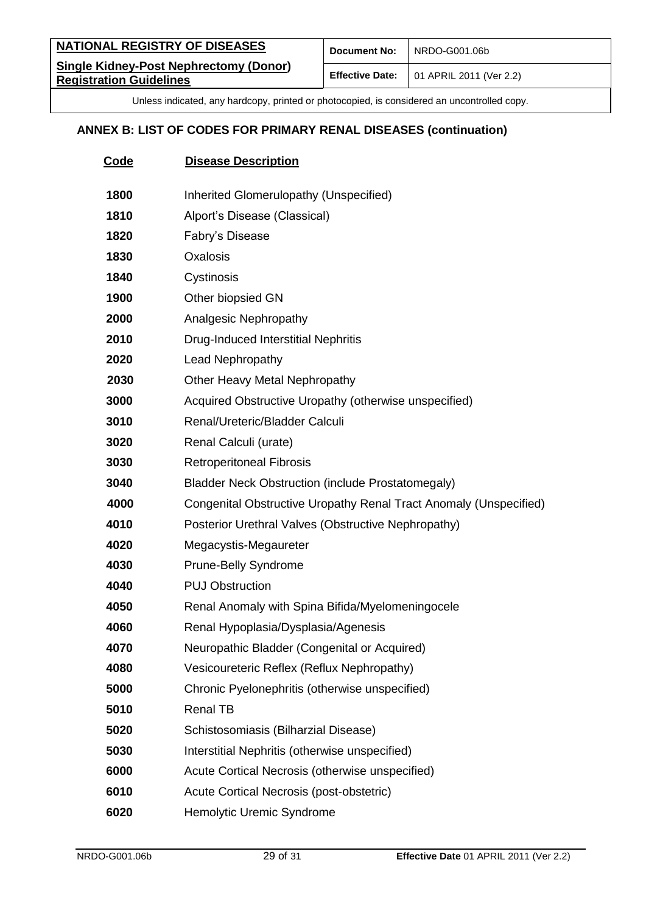## ANNEX B: LIST OF CODES FOR PRIMARY RENAL DISEASES (continuation)

| Code | Disease Description |
|---|---|
| 1800 | Inherited Glomerulopathy (Unspecified) |
| 1810 | Alport's Disease (Classical) |
| 1820 | Fabry's Disease |
| 1830 | Oxalosis |
| 1840 | Cystinosis |
| 1900 | Other biopsied GN |
| 2000 | Analgesic Nephropathy |
| 2010 | Drug-Induced Interstitial Nephritis |
| 2020 | Lead Nephropathy |
| 2030 | Other Heavy Metal Nephropathy |
| 3000 | Acquired Obstructive Uropathy (otherwise unspecified) |
| 3010 | Renal/Ureteric/Bladder Calculi |
| 3020 | Renal Calculi (urate) |
| 3030 | Retroperitoneal Fibrosis |
| 3040 | Bladder Neck Obstruction (include Prostatomegaly) |
| 4000 | Congenital Obstructive Uropathy Renal Tract Anomaly (Unspecified) |
| 4010 | Posterior Urethral Valves (Obstructive Nephropathy) |
| 4020 | Megacystis-Megaureter |
| 4030 | Prune-Belly Syndrome |
| 4040 | PUJ Obstruction |
| 4050 | Renal Anomaly with Spina Bifida/Myelomeningocele |
| 4060 | Renal Hypoplasia/Dysplasia/Agenesis |
| 4070 | Neuropathic Bladder (Congenital or Acquired) |
| 4080 | Vesicoureteric Reflex (Reflux Nephropathy) |
| 5000 | Chronic Pyelonephritis (otherwise unspecified) |
| 5010 | Renal TB |
| 5020 | Schistosomiasis (Bilharzial Disease) |
| 5030 | Interstitial Nephritis (otherwise unspecified) |
| 6000 | Acute Cortical Necrosis (otherwise unspecified) |
| 6010 | Acute Cortical Necrosis (post-obstetric) |
| 6020 | Hemolytic Uremic Syndrome |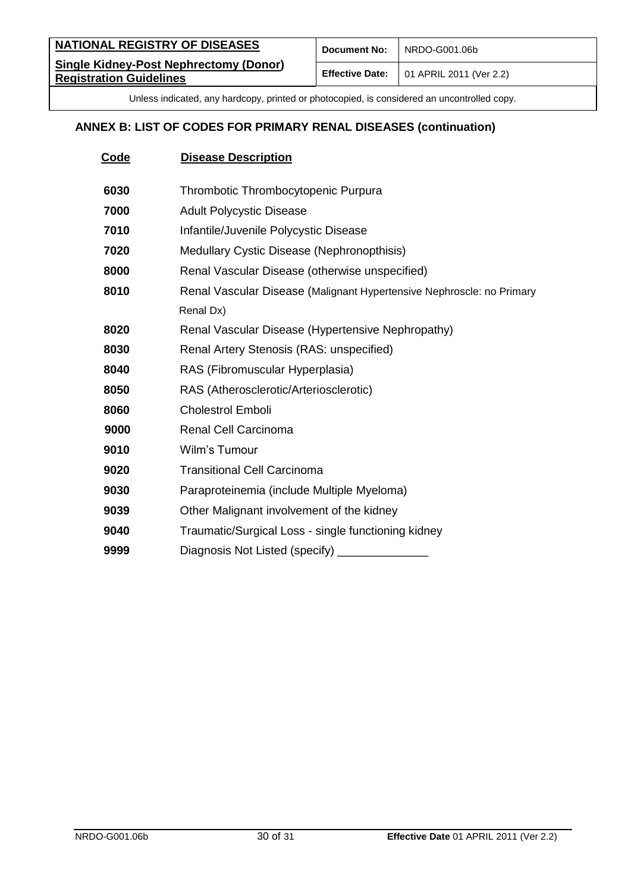## ANNEX B: LIST OF CODES FOR PRIMARY RENAL DISEASES (continuation)

| Code | Disease Description |
|---|---|
| 6030 | Thrombotic Thrombocytopenic Purpura |
| 7000 | Adult Polycystic Disease |
| 7010 | Infantile/Juvenile Polycystic Disease |
| 7020 | Medullary Cystic Disease (Nephronopthisis) |
| 8000 | Renal Vascular Disease (otherwise unspecified) |
| 8010 | Renal Vascular Disease (Malignant Hypertensive Nephroscle: no Primary Renal Dx) |
| 8020 | Renal Vascular Disease (Hypertensive Nephropathy) |
| 8030 | Renal Artery Stenosis (RAS: unspecified) |
| 8040 | RAS (Fibromuscular Hyperplasia) |
| 8050 | RAS (Atherosclerotic/Arteriosclerotic) |
| 8060 | Cholestrol Emboli |
| 9000 | Renal Cell Carcinoma |
| 9010 | Wilm's Tumour |
| 9020 | Transitional Cell Carcinoma |
| 9030 | Paraproteinemia (include Multiple Myeloma) |
| 9039 | Other Malignant involvement of the kidney |
| 9040 | Traumatic/Surgical Loss - single functioning kidney |
| 9999 | Diagnosis Not Listed (specify) ______________ |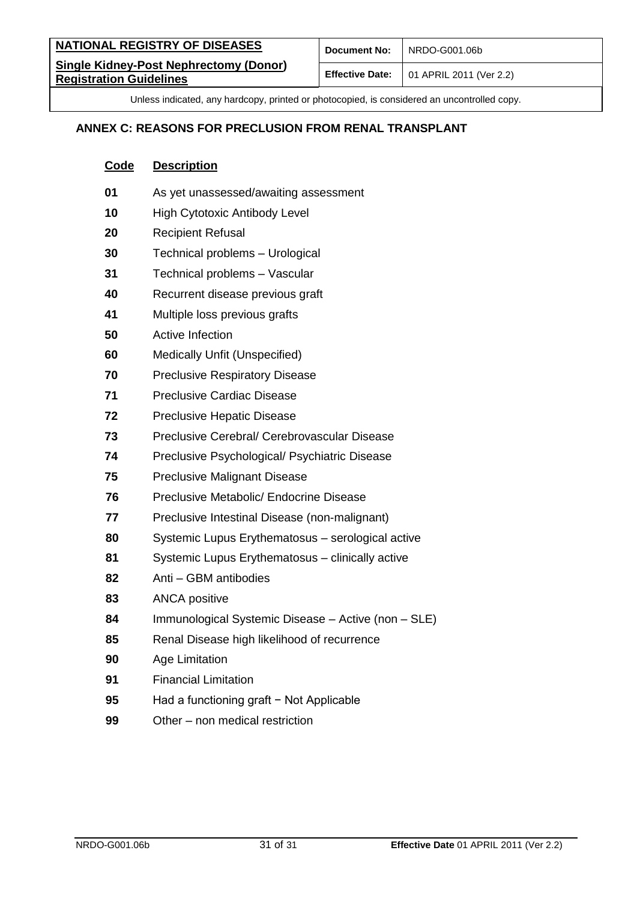## ANNEX C: REASONS FOR PRECLUSION FROM RENAL TRANSPLANT

| Code | Description |
|---|---|
| 01 | As yet unassessed/awaiting assessment |
| 10 | High Cytotoxic Antibody Level |
| 20 | Recipient Refusal |
| 30 | Technical problems – Urological |
| 31 | Technical problems – Vascular |
| 40 | Recurrent disease previous graft |
| 41 | Multiple loss previous grafts |
| 50 | Active Infection |
| 60 | Medically Unfit (Unspecified) |
| 70 | Preclusive Respiratory Disease |
| 71 | Preclusive Cardiac Disease |
| 72 | Preclusive Hepatic Disease |
| 73 | Preclusive Cerebral/ Cerebrovascular Disease |
| 74 | Preclusive Psychological/ Psychiatric Disease |
| 75 | Preclusive Malignant Disease |
| 76 | Preclusive Metabolic/ Endocrine Disease |
| 77 | Preclusive Intestinal Disease (non-malignant) |
| 80 | Systemic Lupus Erythematosus – serological active |
| 81 | Systemic Lupus Erythematosus – clinically active |
| 82 | Anti – GBM antibodies |
| 83 | ANCA positive |
| 84 | Immunological Systemic Disease – Active (non – SLE) |
| 85 | Renal Disease high likelihood of recurrence |
| 90 | Age Limitation |
| 91 | Financial Limitation |
| 95 | Had a functioning graft − Not Applicable |
| 99 | Other – non medical restriction |